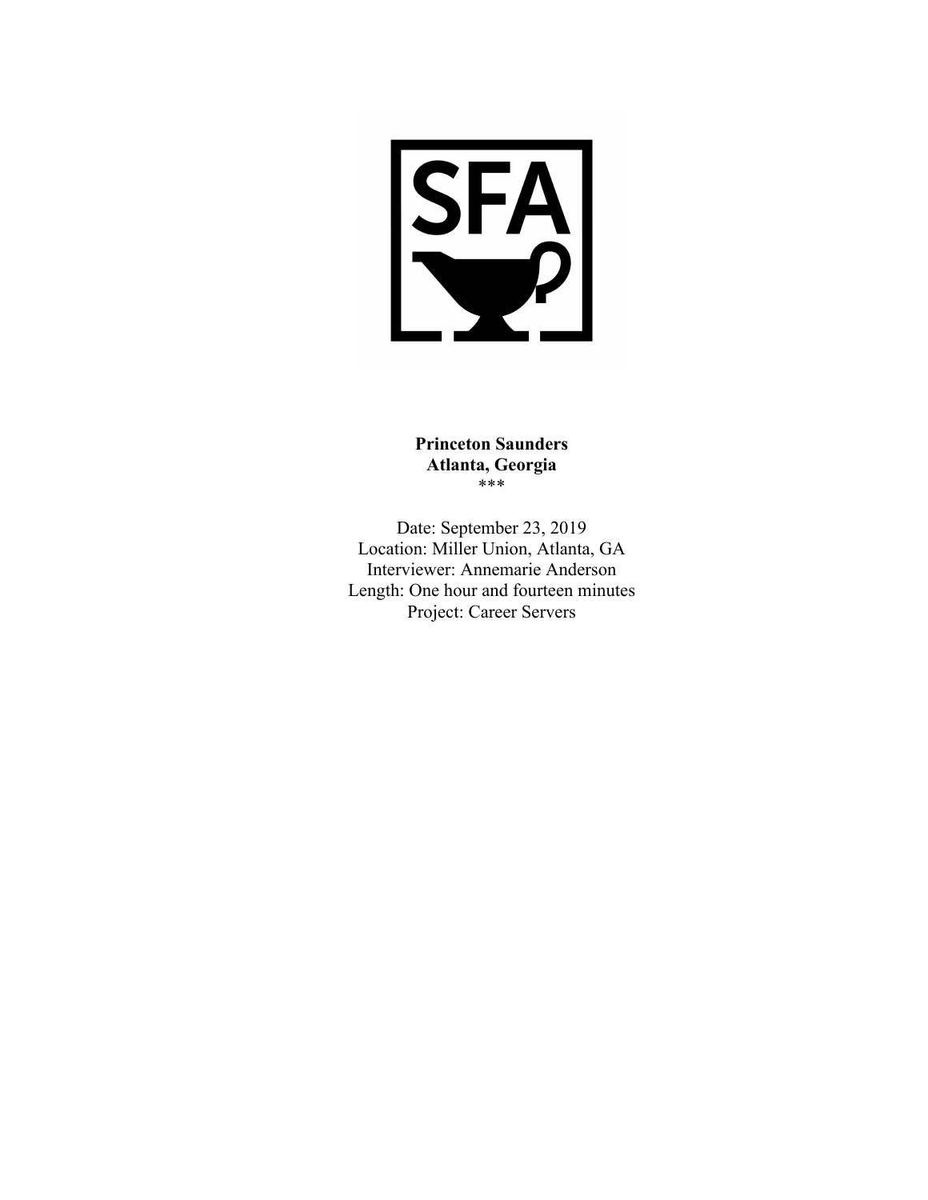**Princeton Saunders**
**Atlanta, Georgia**

***

Date: September 23, 2019
Location: Miller Union, Atlanta, GA
Interviewer: Annemarie Anderson
Length: One hour and fourteen minutes
Project: Career Servers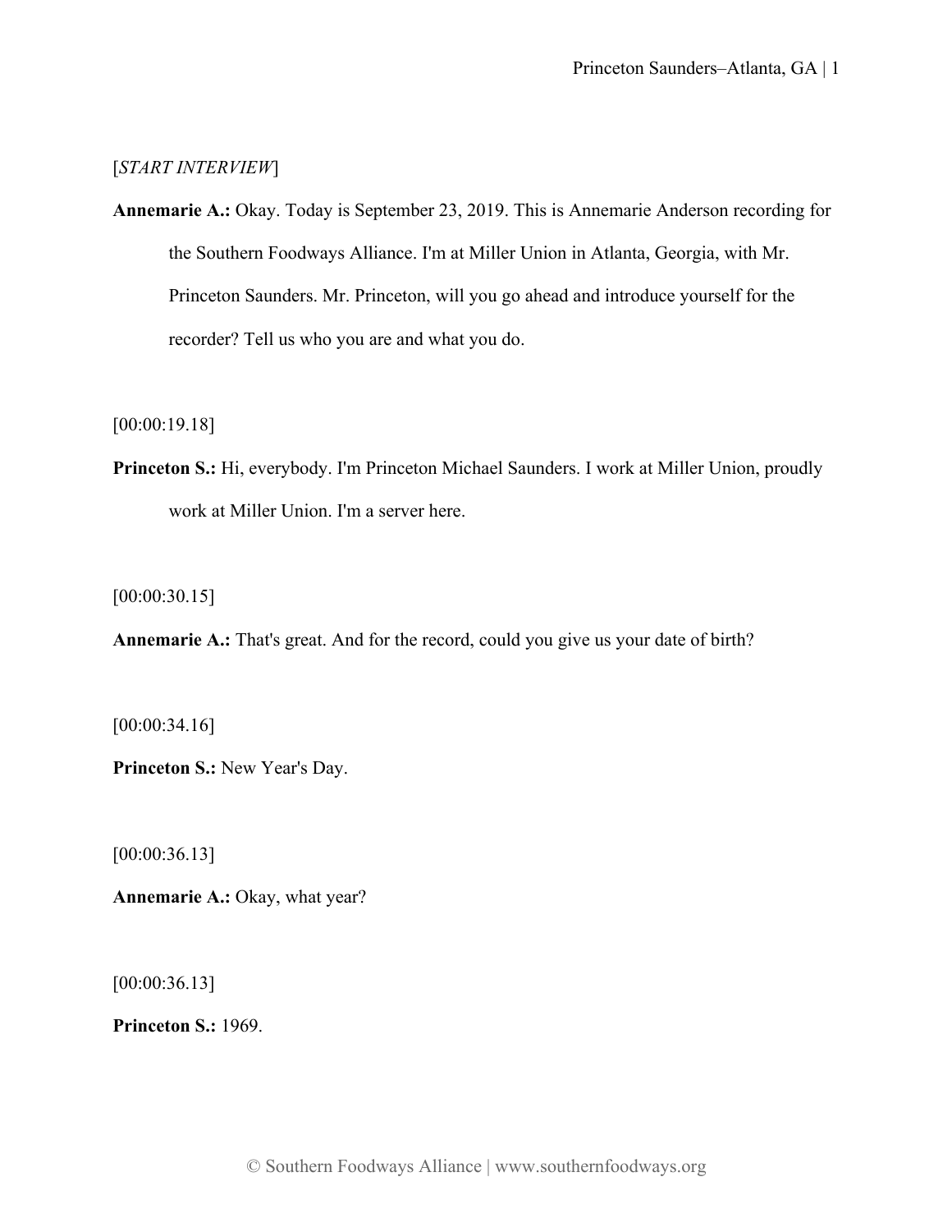[*START INTERVIEW*]

**Annemarie A.:** Okay. Today is September 23, 2019. This is Annemarie Anderson recording for the Southern Foodways Alliance. I'm at Miller Union in Atlanta, Georgia, with Mr. Princeton Saunders. Mr. Princeton, will you go ahead and introduce yourself for the recorder? Tell us who you are and what you do.

[00:00:19.18]

**Princeton S.:** Hi, everybody. I'm Princeton Michael Saunders. I work at Miller Union, proudly work at Miller Union. I'm a server here.

[00:00:30.15]

**Annemarie A.:** That's great. And for the record, could you give us your date of birth?

[00:00:34.16]

**Princeton S.:** New Year's Day.

[00:00:36.13]

**Annemarie A.:** Okay, what year?

[00:00:36.13]

**Princeton S.:** 1969.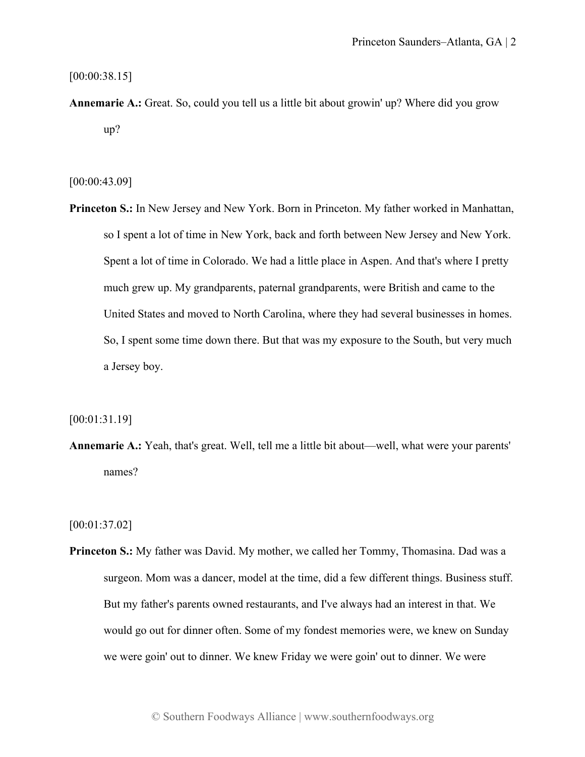[00:00:38.15]

**Annemarie A.:** Great. So, could you tell us a little bit about growin' up? Where did you grow up?

[00:00:43.09]

**Princeton S.:** In New Jersey and New York. Born in Princeton. My father worked in Manhattan, so I spent a lot of time in New York, back and forth between New Jersey and New York. Spent a lot of time in Colorado. We had a little place in Aspen. And that's where I pretty much grew up. My grandparents, paternal grandparents, were British and came to the United States and moved to North Carolina, where they had several businesses in homes. So, I spent some time down there. But that was my exposure to the South, but very much a Jersey boy.

[00:01:31.19]

**Annemarie A.:** Yeah, that's great. Well, tell me a little bit about—well, what were your parents' names?

[00:01:37.02]

**Princeton S.:** My father was David. My mother, we called her Tommy, Thomasina. Dad was a surgeon. Mom was a dancer, model at the time, did a few different things. Business stuff. But my father's parents owned restaurants, and I've always had an interest in that. We would go out for dinner often. Some of my fondest memories were, we knew on Sunday we were goin' out to dinner. We knew Friday we were goin' out to dinner. We were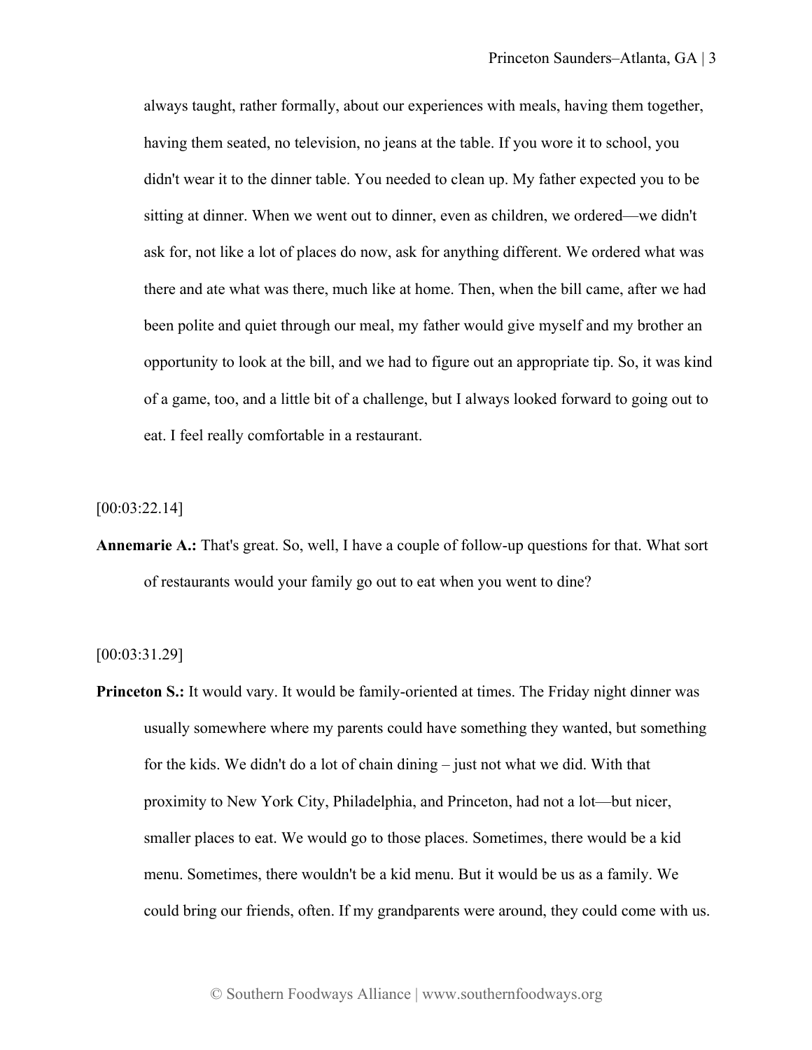always taught, rather formally, about our experiences with meals, having them together, having them seated, no television, no jeans at the table. If you wore it to school, you didn't wear it to the dinner table. You needed to clean up. My father expected you to be sitting at dinner. When we went out to dinner, even as children, we ordered—we didn't ask for, not like a lot of places do now, ask for anything different. We ordered what was there and ate what was there, much like at home. Then, when the bill came, after we had been polite and quiet through our meal, my father would give myself and my brother an opportunity to look at the bill, and we had to figure out an appropriate tip. So, it was kind of a game, too, and a little bit of a challenge, but I always looked forward to going out to eat. I feel really comfortable in a restaurant.

[00:03:22.14]

**Annemarie A.:** That's great. So, well, I have a couple of follow-up questions for that. What sort of restaurants would your family go out to eat when you went to dine?

[00:03:31.29]

**Princeton S.:** It would vary. It would be family-oriented at times. The Friday night dinner was usually somewhere where my parents could have something they wanted, but something for the kids. We didn't do a lot of chain dining – just not what we did. With that proximity to New York City, Philadelphia, and Princeton, had not a lot—but nicer, smaller places to eat. We would go to those places. Sometimes, there would be a kid menu. Sometimes, there wouldn't be a kid menu. But it would be us as a family. We could bring our friends, often. If my grandparents were around, they could come with us.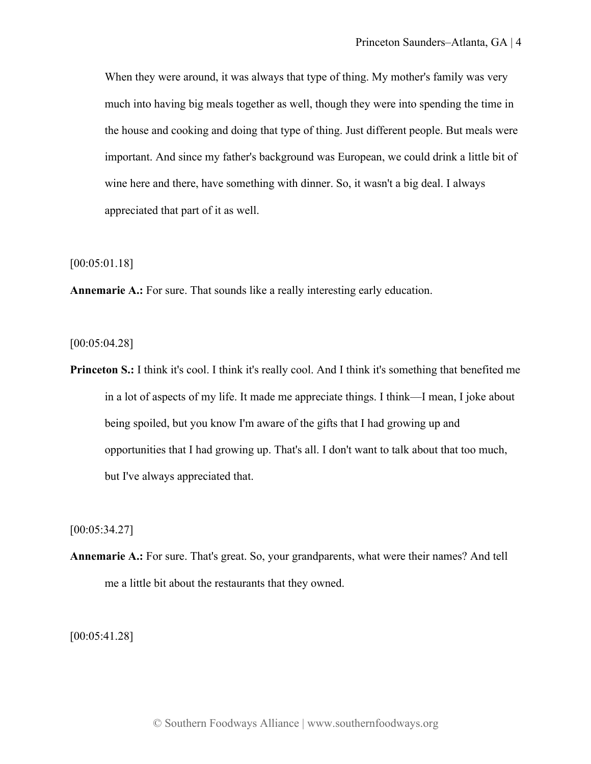When they were around, it was always that type of thing. My mother's family was very much into having big meals together as well, though they were into spending the time in the house and cooking and doing that type of thing. Just different people. But meals were important. And since my father's background was European, we could drink a little bit of wine here and there, have something with dinner. So, it wasn't a big deal. I always appreciated that part of it as well.

[00:05:01.18]

**Annemarie A.:** For sure. That sounds like a really interesting early education.

[00:05:04.28]

**Princeton S.:** I think it's cool. I think it's really cool. And I think it's something that benefited me in a lot of aspects of my life. It made me appreciate things. I think—I mean, I joke about being spoiled, but you know I'm aware of the gifts that I had growing up and opportunities that I had growing up. That's all. I don't want to talk about that too much, but I've always appreciated that.

[00:05:34.27]

**Annemarie A.:** For sure. That's great. So, your grandparents, what were their names? And tell me a little bit about the restaurants that they owned.

[00:05:41.28]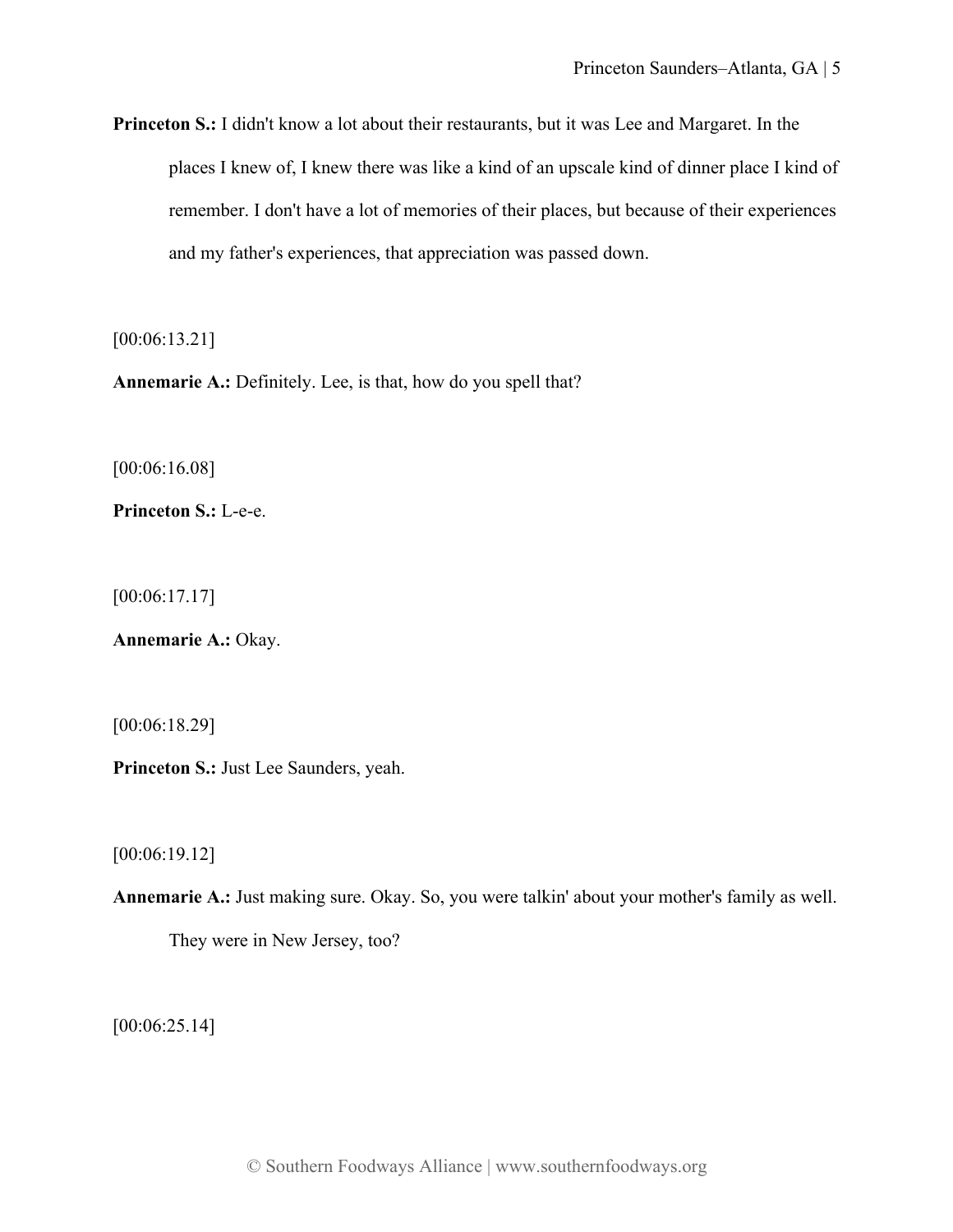**Princeton S.:** I didn't know a lot about their restaurants, but it was Lee and Margaret. In the places I knew of, I knew there was like a kind of an upscale kind of dinner place I kind of remember. I don't have a lot of memories of their places, but because of their experiences and my father's experiences, that appreciation was passed down.

[00:06:13.21]

**Annemarie A.:** Definitely. Lee, is that, how do you spell that?

[00:06:16.08]

**Princeton S.:** L-e-e.

[00:06:17.17]

**Annemarie A.:** Okay.

[00:06:18.29]

**Princeton S.:** Just Lee Saunders, yeah.

[00:06:19.12]

**Annemarie A.:** Just making sure. Okay. So, you were talkin' about your mother's family as well. They were in New Jersey, too?

[00:06:25.14]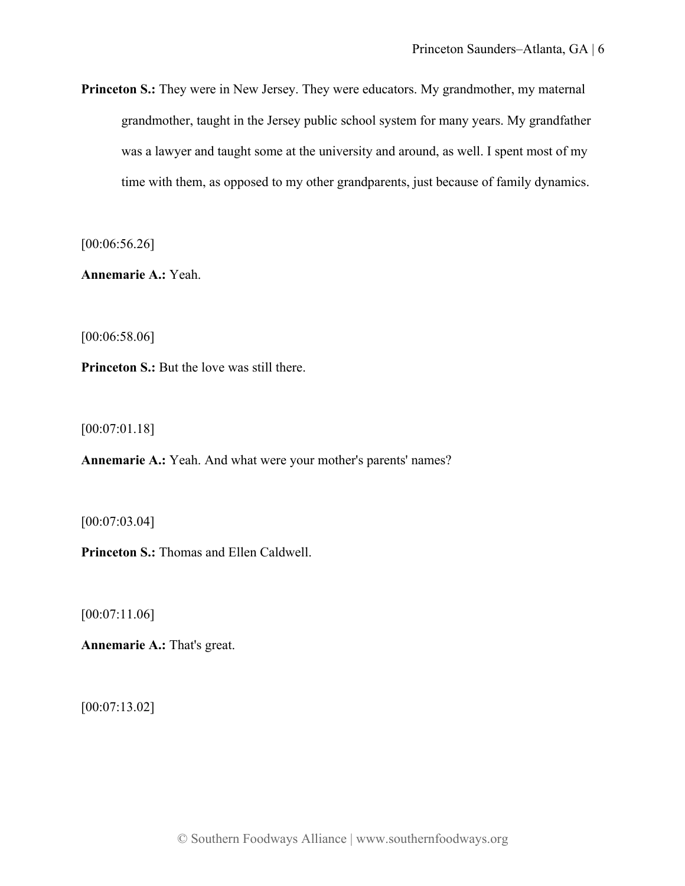**Princeton S.:** They were in New Jersey. They were educators. My grandmother, my maternal grandmother, taught in the Jersey public school system for many years. My grandfather was a lawyer and taught some at the university and around, as well. I spent most of my time with them, as opposed to my other grandparents, just because of family dynamics.

[00:06:56.26]

**Annemarie A.:** Yeah.

[00:06:58.06]

**Princeton S.:** But the love was still there.

[00:07:01.18]

**Annemarie A.:** Yeah. And what were your mother's parents' names?

[00:07:03.04]

**Princeton S.:** Thomas and Ellen Caldwell.

[00:07:11.06]

**Annemarie A.:** That's great.

[00:07:13.02]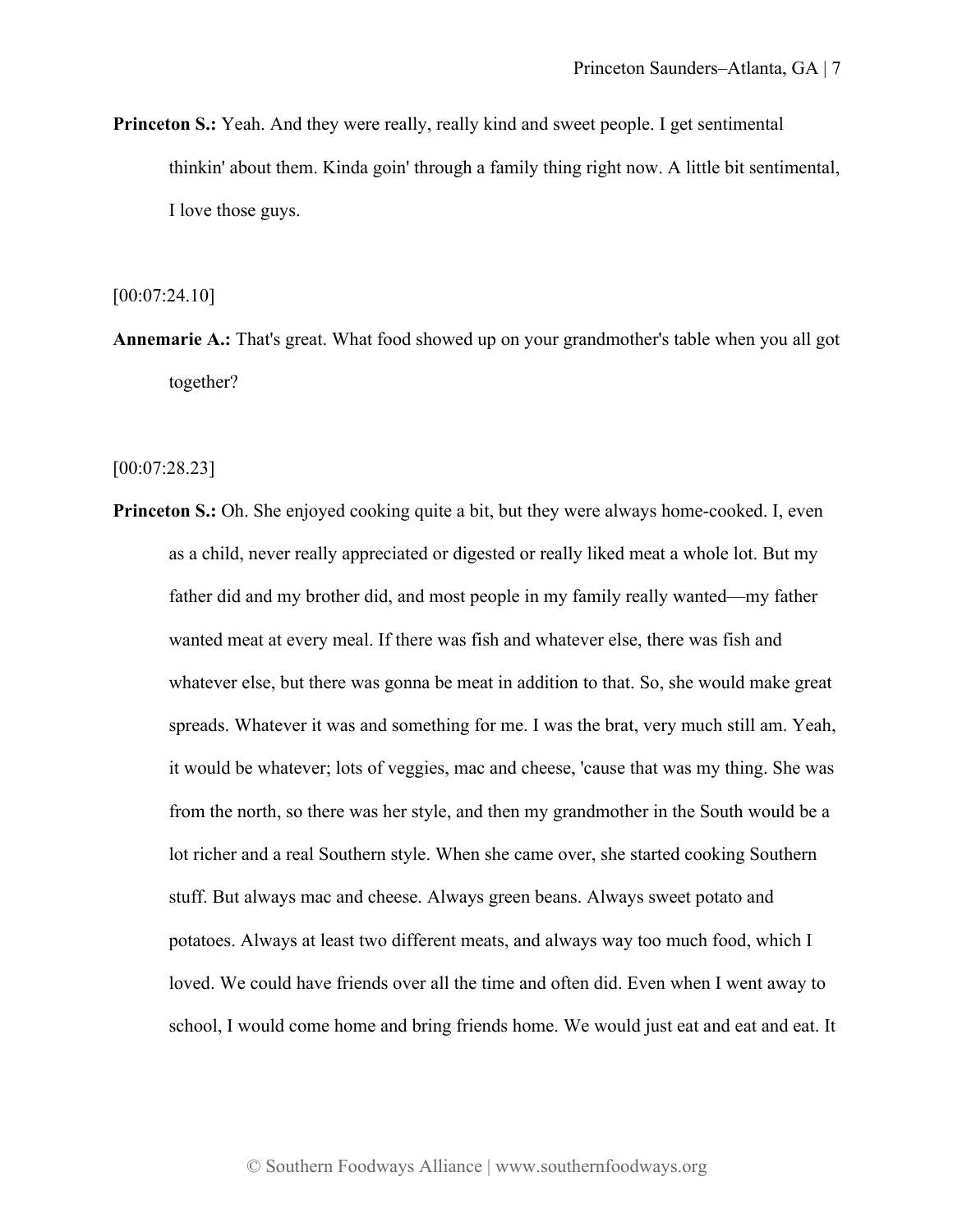**Princeton S.:** Yeah. And they were really, really kind and sweet people. I get sentimental thinkin' about them. Kinda goin' through a family thing right now. A little bit sentimental, I love those guys.

[00:07:24.10]

**Annemarie A.:** That's great. What food showed up on your grandmother's table when you all got together?

[00:07:28.23]

**Princeton S.:** Oh. She enjoyed cooking quite a bit, but they were always home-cooked. I, even as a child, never really appreciated or digested or really liked meat a whole lot. But my father did and my brother did, and most people in my family really wanted—my father wanted meat at every meal. If there was fish and whatever else, there was fish and whatever else, but there was gonna be meat in addition to that. So, she would make great spreads. Whatever it was and something for me. I was the brat, very much still am. Yeah, it would be whatever; lots of veggies, mac and cheese, 'cause that was my thing. She was from the north, so there was her style, and then my grandmother in the South would be a lot richer and a real Southern style. When she came over, she started cooking Southern stuff. But always mac and cheese. Always green beans. Always sweet potato and potatoes. Always at least two different meats, and always way too much food, which I loved. We could have friends over all the time and often did. Even when I went away to school, I would come home and bring friends home. We would just eat and eat and eat. It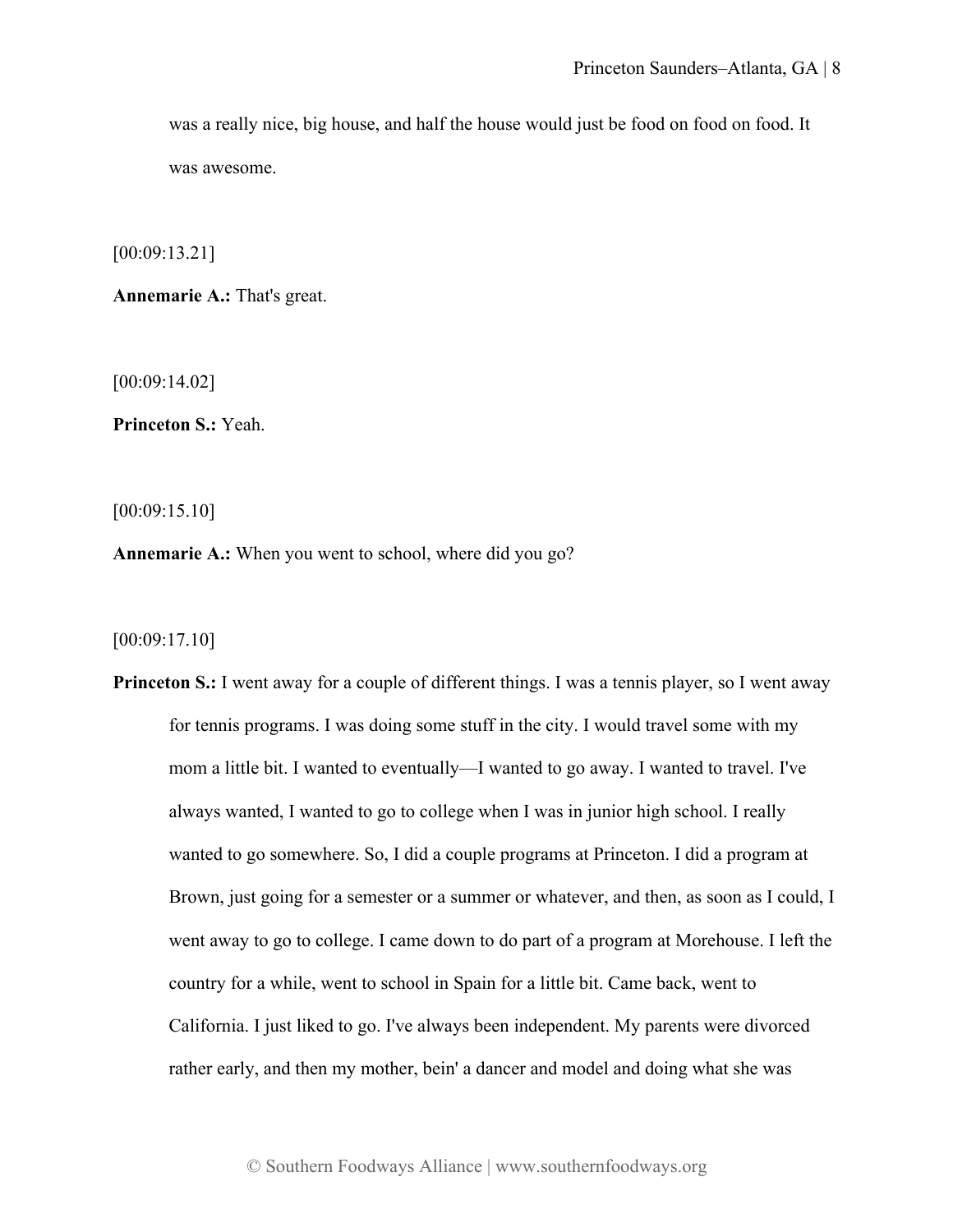was a really nice, big house, and half the house would just be food on food on food. It was awesome.

[00:09:13.21]

**Annemarie A.:** That's great.

[00:09:14.02]

**Princeton S.:** Yeah.

[00:09:15.10]

**Annemarie A.:** When you went to school, where did you go?

[00:09:17.10]

**Princeton S.:** I went away for a couple of different things. I was a tennis player, so I went away for tennis programs. I was doing some stuff in the city. I would travel some with my mom a little bit. I wanted to eventually—I wanted to go away. I wanted to travel. I've always wanted, I wanted to go to college when I was in junior high school. I really wanted to go somewhere. So, I did a couple programs at Princeton. I did a program at Brown, just going for a semester or a summer or whatever, and then, as soon as I could, I went away to go to college. I came down to do part of a program at Morehouse. I left the country for a while, went to school in Spain for a little bit. Came back, went to California. I just liked to go. I've always been independent. My parents were divorced rather early, and then my mother, bein' a dancer and model and doing what she was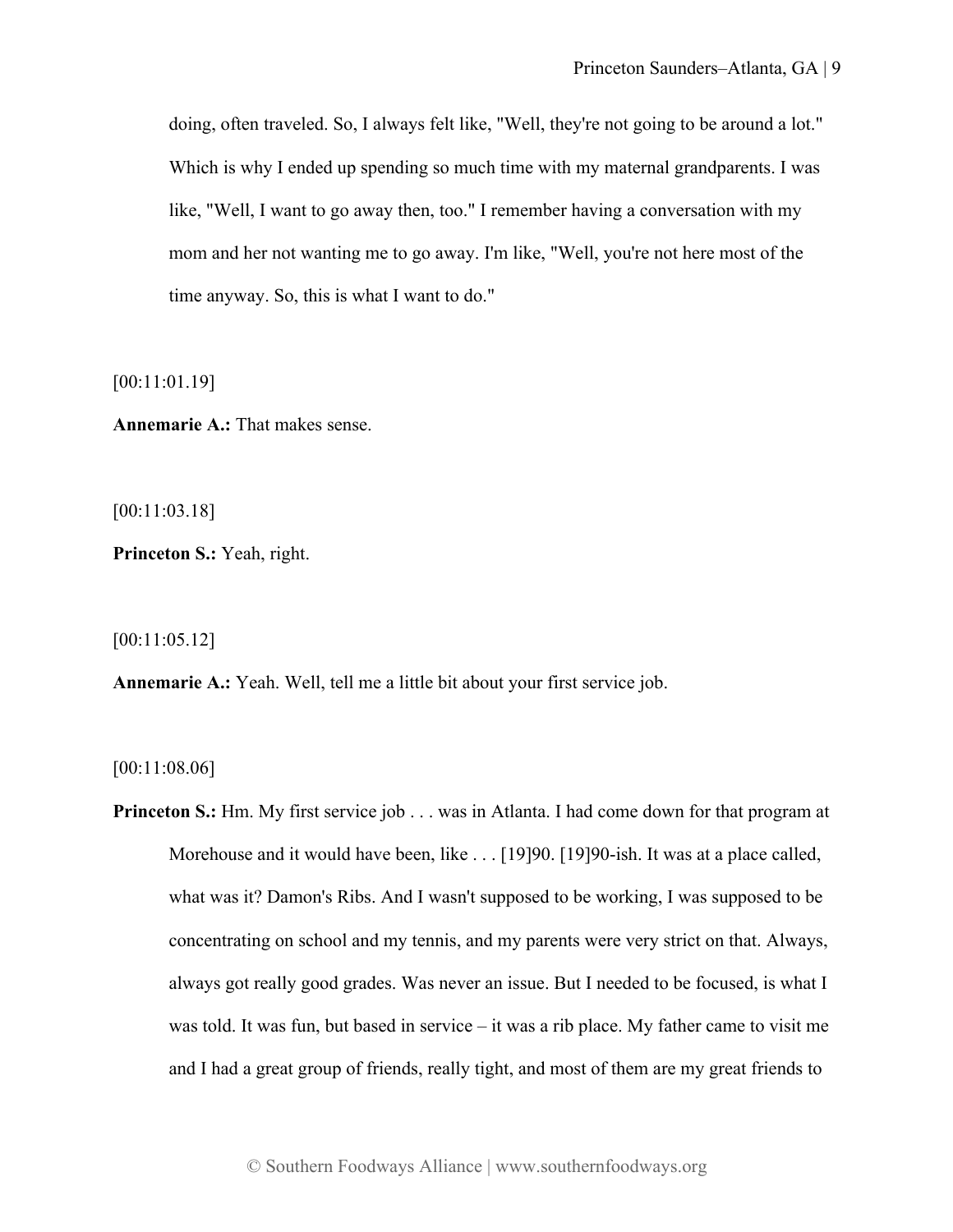doing, often traveled. So, I always felt like, "Well, they're not going to be around a lot." Which is why I ended up spending so much time with my maternal grandparents. I was like, "Well, I want to go away then, too." I remember having a conversation with my mom and her not wanting me to go away. I'm like, "Well, you're not here most of the time anyway. So, this is what I want to do."

[00:11:01.19]

**Annemarie A.:** That makes sense.

[00:11:03.18]

**Princeton S.:** Yeah, right.

[00:11:05.12]

**Annemarie A.:** Yeah. Well, tell me a little bit about your first service job.

[00:11:08.06]

**Princeton S.:** Hm. My first service job . . . was in Atlanta. I had come down for that program at Morehouse and it would have been, like . . . [19]90. [19]90-ish. It was at a place called, what was it? Damon's Ribs. And I wasn't supposed to be working, I was supposed to be concentrating on school and my tennis, and my parents were very strict on that. Always, always got really good grades. Was never an issue. But I needed to be focused, is what I was told. It was fun, but based in service – it was a rib place. My father came to visit me and I had a great group of friends, really tight, and most of them are my great friends to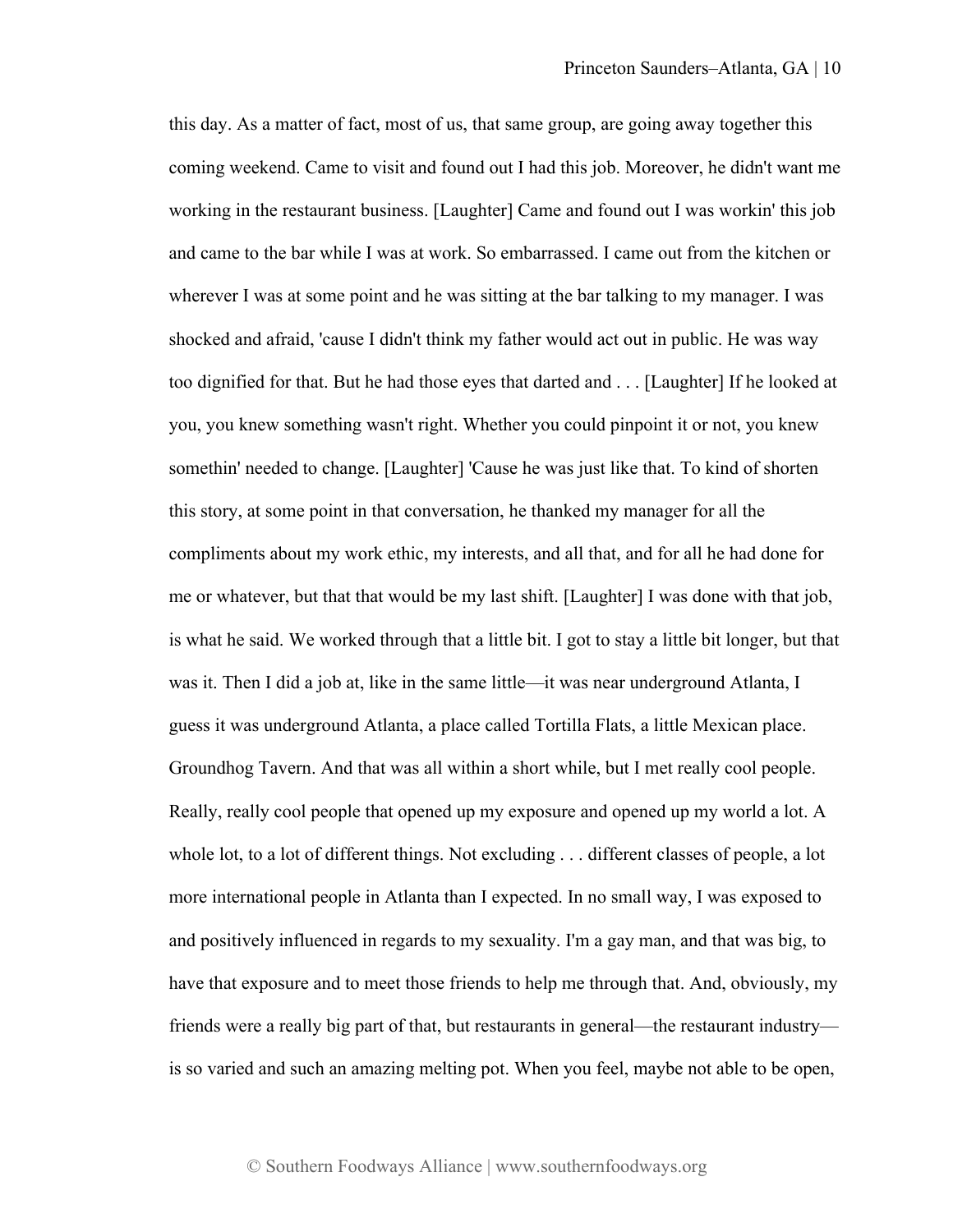this day. As a matter of fact, most of us, that same group, are going away together this coming weekend. Came to visit and found out I had this job. Moreover, he didn't want me working in the restaurant business. [Laughter] Came and found out I was workin' this job and came to the bar while I was at work. So embarrassed. I came out from the kitchen or wherever I was at some point and he was sitting at the bar talking to my manager. I was shocked and afraid, 'cause I didn't think my father would act out in public. He was way too dignified for that. But he had those eyes that darted and . . . [Laughter] If he looked at you, you knew something wasn't right. Whether you could pinpoint it or not, you knew somethin' needed to change. [Laughter] 'Cause he was just like that. To kind of shorten this story, at some point in that conversation, he thanked my manager for all the compliments about my work ethic, my interests, and all that, and for all he had done for me or whatever, but that that would be my last shift. [Laughter] I was done with that job, is what he said. We worked through that a little bit. I got to stay a little bit longer, but that was it. Then I did a job at, like in the same little—it was near underground Atlanta, I guess it was underground Atlanta, a place called Tortilla Flats, a little Mexican place. Groundhog Tavern. And that was all within a short while, but I met really cool people. Really, really cool people that opened up my exposure and opened up my world a lot. A whole lot, to a lot of different things. Not excluding . . . different classes of people, a lot more international people in Atlanta than I expected. In no small way, I was exposed to and positively influenced in regards to my sexuality. I'm a gay man, and that was big, to have that exposure and to meet those friends to help me through that. And, obviously, my friends were a really big part of that, but restaurants in general—the restaurant industry—is so varied and such an amazing melting pot. When you feel, maybe not able to be open,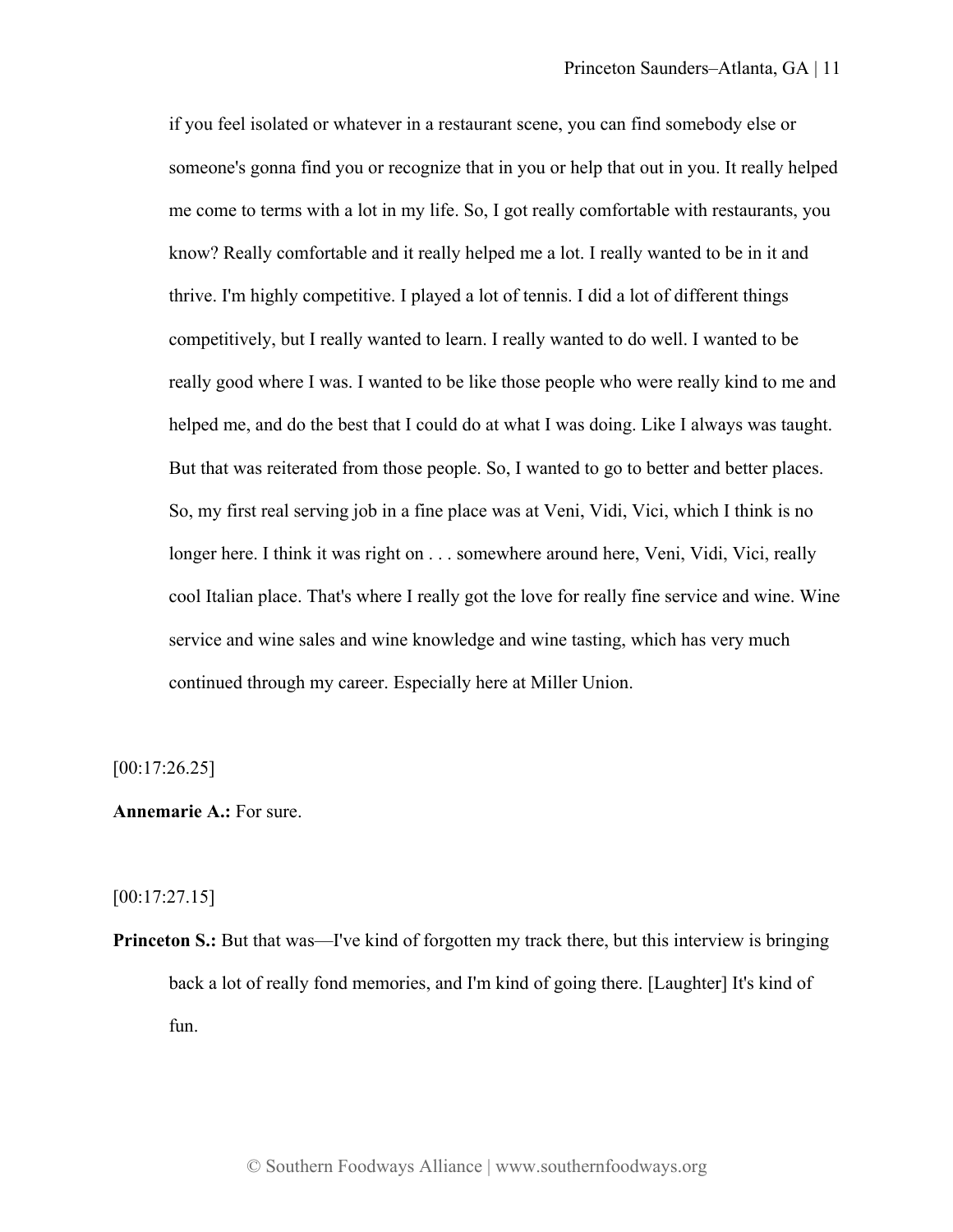if you feel isolated or whatever in a restaurant scene, you can find somebody else or someone's gonna find you or recognize that in you or help that out in you. It really helped me come to terms with a lot in my life. So, I got really comfortable with restaurants, you know? Really comfortable and it really helped me a lot. I really wanted to be in it and thrive. I'm highly competitive. I played a lot of tennis. I did a lot of different things competitively, but I really wanted to learn. I really wanted to do well. I wanted to be really good where I was. I wanted to be like those people who were really kind to me and helped me, and do the best that I could do at what I was doing. Like I always was taught. But that was reiterated from those people. So, I wanted to go to better and better places. So, my first real serving job in a fine place was at Veni, Vidi, Vici, which I think is no longer here. I think it was right on . . . somewhere around here, Veni, Vidi, Vici, really cool Italian place. That's where I really got the love for really fine service and wine. Wine service and wine sales and wine knowledge and wine tasting, which has very much continued through my career. Especially here at Miller Union.

[00:17:26.25]

**Annemarie A.:** For sure.

[00:17:27.15]

**Princeton S.:** But that was—I've kind of forgotten my track there, but this interview is bringing back a lot of really fond memories, and I'm kind of going there. [Laughter] It's kind of fun.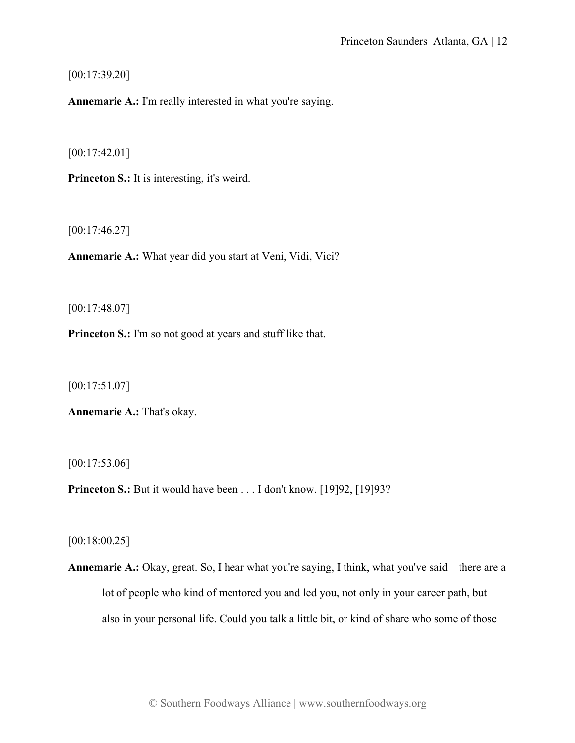[00:17:39.20]

**Annemarie A.:** I'm really interested in what you're saying.

[00:17:42.01]

**Princeton S.:** It is interesting, it's weird.

[00:17:46.27]

**Annemarie A.:** What year did you start at Veni, Vidi, Vici?

[00:17:48.07]

**Princeton S.:** I'm so not good at years and stuff like that.

[00:17:51.07]

**Annemarie A.:** That's okay.

[00:17:53.06]

**Princeton S.:** But it would have been . . . I don't know. [19]92, [19]93?

[00:18:00.25]

**Annemarie A.:** Okay, great. So, I hear what you're saying, I think, what you've said—there are a lot of people who kind of mentored you and led you, not only in your career path, but also in your personal life. Could you talk a little bit, or kind of share who some of those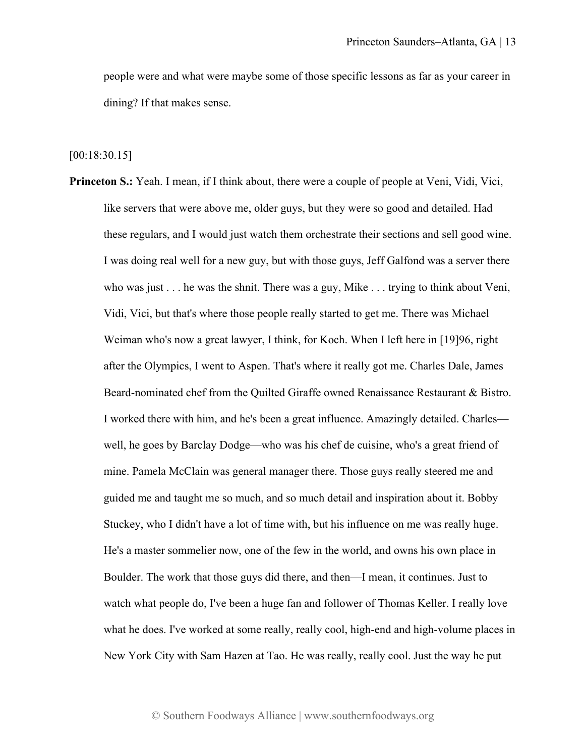people were and what were maybe some of those specific lessons as far as your career in dining? If that makes sense.

[00:18:30.15]

**Princeton S.:** Yeah. I mean, if I think about, there were a couple of people at Veni, Vidi, Vici, like servers that were above me, older guys, but they were so good and detailed. Had these regulars, and I would just watch them orchestrate their sections and sell good wine. I was doing real well for a new guy, but with those guys, Jeff Galfond was a server there who was just . . . he was the shnit. There was a guy, Mike . . . trying to think about Veni, Vidi, Vici, but that's where those people really started to get me. There was Michael Weiman who's now a great lawyer, I think, for Koch. When I left here in [19]96, right after the Olympics, I went to Aspen. That's where it really got me. Charles Dale, James Beard-nominated chef from the Quilted Giraffe owned Renaissance Restaurant & Bistro. I worked there with him, and he's been a great influence. Amazingly detailed. Charles—well, he goes by Barclay Dodge—who was his chef de cuisine, who's a great friend of mine. Pamela McClain was general manager there. Those guys really steered me and guided me and taught me so much, and so much detail and inspiration about it. Bobby Stuckey, who I didn't have a lot of time with, but his influence on me was really huge. He's a master sommelier now, one of the few in the world, and owns his own place in Boulder. The work that those guys did there, and then—I mean, it continues. Just to watch what people do, I've been a huge fan and follower of Thomas Keller. I really love what he does. I've worked at some really, really cool, high-end and high-volume places in New York City with Sam Hazen at Tao. He was really, really cool. Just the way he put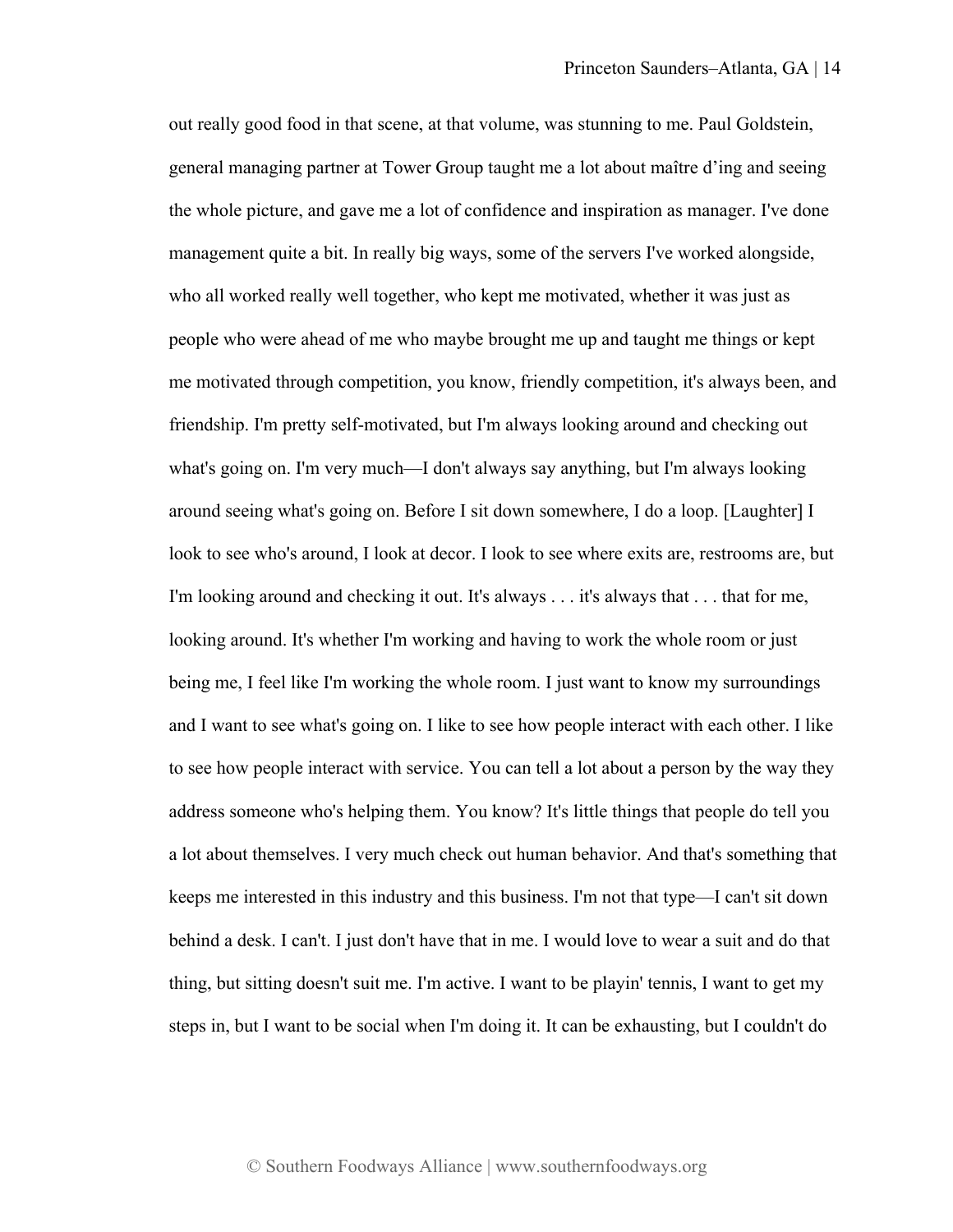out really good food in that scene, at that volume, was stunning to me. Paul Goldstein, general managing partner at Tower Group taught me a lot about maître d'ing and seeing the whole picture, and gave me a lot of confidence and inspiration as manager. I've done management quite a bit. In really big ways, some of the servers I've worked alongside, who all worked really well together, who kept me motivated, whether it was just as people who were ahead of me who maybe brought me up and taught me things or kept me motivated through competition, you know, friendly competition, it's always been, and friendship. I'm pretty self-motivated, but I'm always looking around and checking out what's going on. I'm very much—I don't always say anything, but I'm always looking around seeing what's going on. Before I sit down somewhere, I do a loop. [Laughter] I look to see who's around, I look at decor. I look to see where exits are, restrooms are, but I'm looking around and checking it out. It's always . . . it's always that . . . that for me, looking around. It's whether I'm working and having to work the whole room or just being me, I feel like I'm working the whole room. I just want to know my surroundings and I want to see what's going on. I like to see how people interact with each other. I like to see how people interact with service. You can tell a lot about a person by the way they address someone who's helping them. You know? It's little things that people do tell you a lot about themselves. I very much check out human behavior. And that's something that keeps me interested in this industry and this business. I'm not that type—I can't sit down behind a desk. I can't. I just don't have that in me. I would love to wear a suit and do that thing, but sitting doesn't suit me. I'm active. I want to be playin' tennis, I want to get my steps in, but I want to be social when I'm doing it. It can be exhausting, but I couldn't do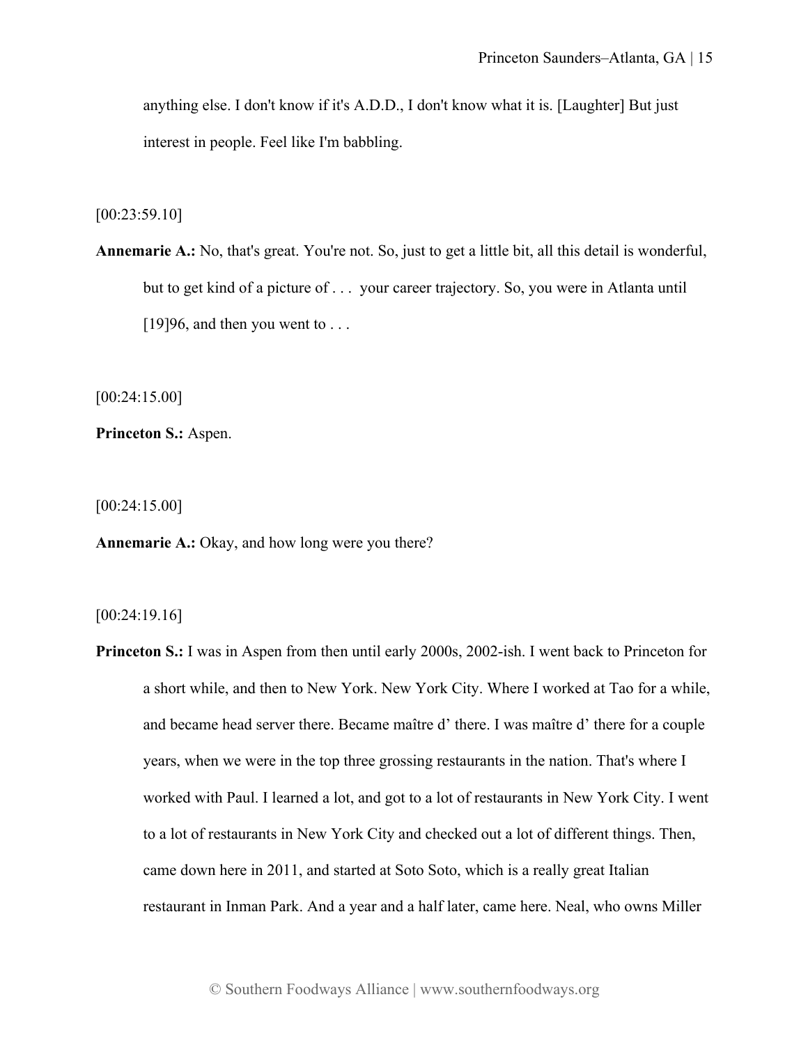anything else. I don't know if it's A.D.D., I don't know what it is. [Laughter] But just interest in people. Feel like I'm babbling.

[00:23:59.10]

**Annemarie A.:** No, that's great. You're not. So, just to get a little bit, all this detail is wonderful, but to get kind of a picture of . . . your career trajectory. So, you were in Atlanta until [19]96, and then you went to . . .

[00:24:15.00]

**Princeton S.:** Aspen.

[00:24:15.00]

**Annemarie A.:** Okay, and how long were you there?

[00:24:19.16]

**Princeton S.:** I was in Aspen from then until early 2000s, 2002-ish. I went back to Princeton for a short while, and then to New York. New York City. Where I worked at Tao for a while, and became head server there. Became maître d' there. I was maître d' there for a couple years, when we were in the top three grossing restaurants in the nation. That's where I worked with Paul. I learned a lot, and got to a lot of restaurants in New York City. I went to a lot of restaurants in New York City and checked out a lot of different things. Then, came down here in 2011, and started at Soto Soto, which is a really great Italian restaurant in Inman Park. And a year and a half later, came here. Neal, who owns Miller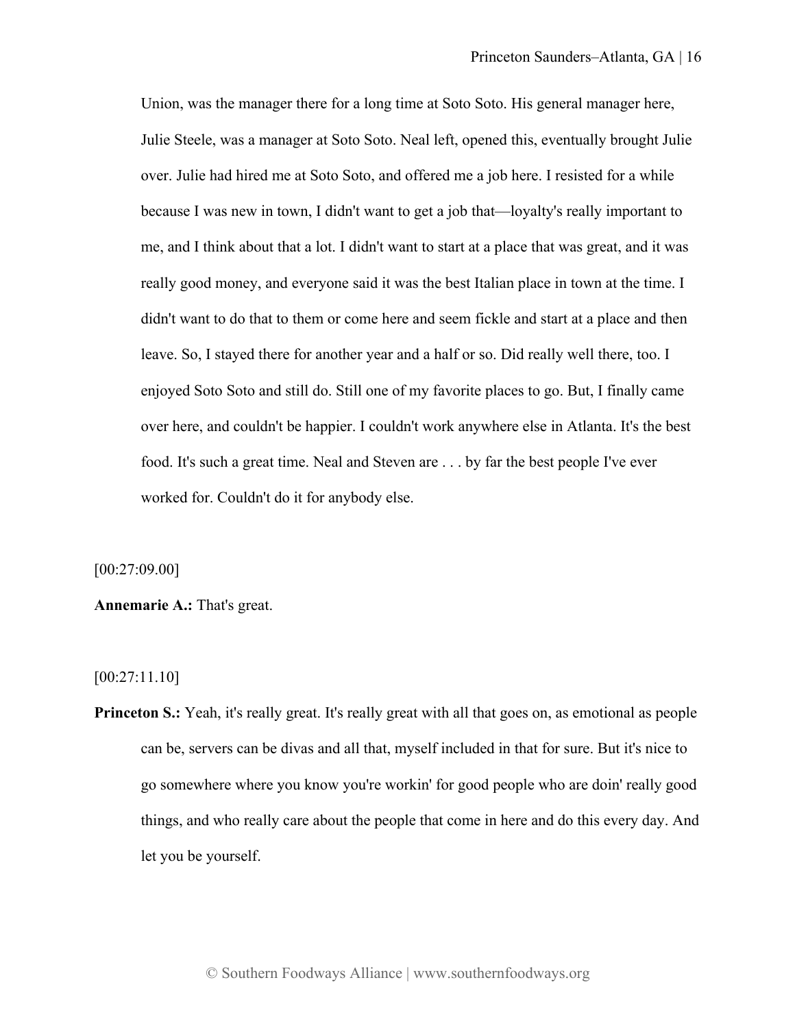Union, was the manager there for a long time at Soto Soto. His general manager here, Julie Steele, was a manager at Soto Soto. Neal left, opened this, eventually brought Julie over. Julie had hired me at Soto Soto, and offered me a job here. I resisted for a while because I was new in town, I didn't want to get a job that—loyalty's really important to me, and I think about that a lot. I didn't want to start at a place that was great, and it was really good money, and everyone said it was the best Italian place in town at the time. I didn't want to do that to them or come here and seem fickle and start at a place and then leave. So, I stayed there for another year and a half or so. Did really well there, too. I enjoyed Soto Soto and still do. Still one of my favorite places to go. But, I finally came over here, and couldn't be happier. I couldn't work anywhere else in Atlanta. It's the best food. It's such a great time. Neal and Steven are . . . by far the best people I've ever worked for. Couldn't do it for anybody else.

[00:27:09.00]

**Annemarie A.:** That's great.

[00:27:11.10]

**Princeton S.:** Yeah, it's really great. It's really great with all that goes on, as emotional as people can be, servers can be divas and all that, myself included in that for sure. But it's nice to go somewhere where you know you're workin' for good people who are doin' really good things, and who really care about the people that come in here and do this every day. And let you be yourself.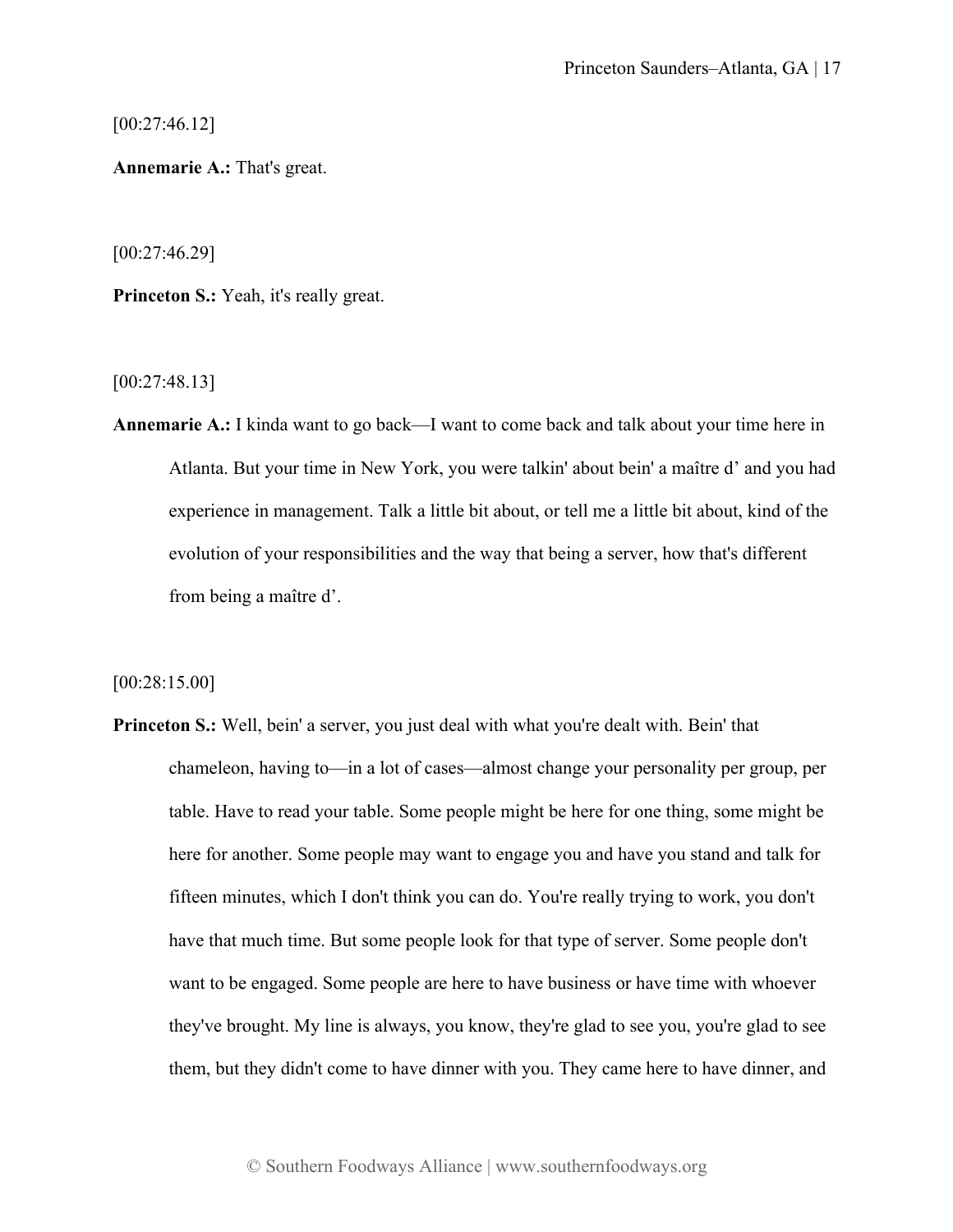[00:27:46.12]

**Annemarie A.:** That's great.

[00:27:46.29]

**Princeton S.:** Yeah, it's really great.

[00:27:48.13]

**Annemarie A.:** I kinda want to go back—I want to come back and talk about your time here in Atlanta. But your time in New York, you were talkin' about bein' a maître d' and you had experience in management. Talk a little bit about, or tell me a little bit about, kind of the evolution of your responsibilities and the way that being a server, how that's different from being a maître d'.

[00:28:15.00]

**Princeton S.:** Well, bein' a server, you just deal with what you're dealt with. Bein' that chameleon, having to—in a lot of cases—almost change your personality per group, per table. Have to read your table. Some people might be here for one thing, some might be here for another. Some people may want to engage you and have you stand and talk for fifteen minutes, which I don't think you can do. You're really trying to work, you don't have that much time. But some people look for that type of server. Some people don't want to be engaged. Some people are here to have business or have time with whoever they've brought. My line is always, you know, they're glad to see you, you're glad to see them, but they didn't come to have dinner with you. They came here to have dinner, and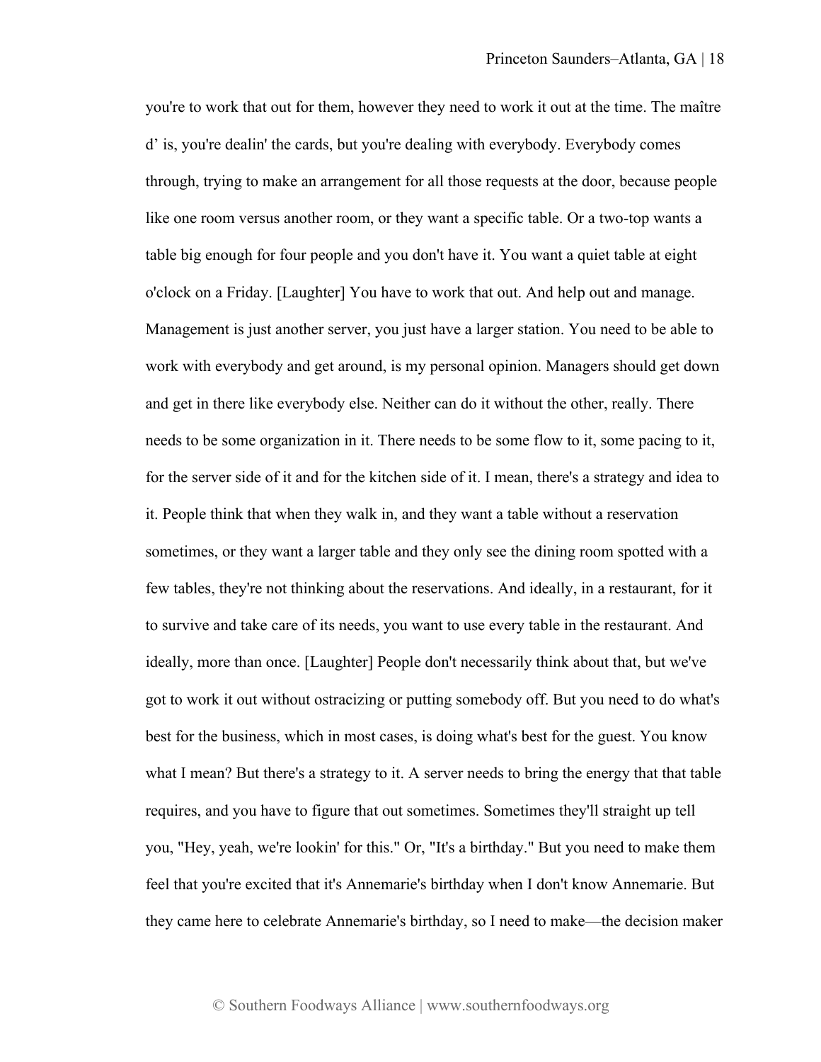you're to work that out for them, however they need to work it out at the time. The maître d' is, you're dealin' the cards, but you're dealing with everybody. Everybody comes through, trying to make an arrangement for all those requests at the door, because people like one room versus another room, or they want a specific table. Or a two-top wants a table big enough for four people and you don't have it. You want a quiet table at eight o'clock on a Friday. [Laughter] You have to work that out. And help out and manage. Management is just another server, you just have a larger station. You need to be able to work with everybody and get around, is my personal opinion. Managers should get down and get in there like everybody else. Neither can do it without the other, really. There needs to be some organization in it. There needs to be some flow to it, some pacing to it, for the server side of it and for the kitchen side of it. I mean, there's a strategy and idea to it. People think that when they walk in, and they want a table without a reservation sometimes, or they want a larger table and they only see the dining room spotted with a few tables, they're not thinking about the reservations. And ideally, in a restaurant, for it to survive and take care of its needs, you want to use every table in the restaurant. And ideally, more than once. [Laughter] People don't necessarily think about that, but we've got to work it out without ostracizing or putting somebody off. But you need to do what's best for the business, which in most cases, is doing what's best for the guest. You know what I mean? But there's a strategy to it. A server needs to bring the energy that that table requires, and you have to figure that out sometimes. Sometimes they'll straight up tell you, "Hey, yeah, we're lookin' for this." Or, "It's a birthday." But you need to make them feel that you're excited that it's Annemarie's birthday when I don't know Annemarie. But they came here to celebrate Annemarie's birthday, so I need to make—the decision maker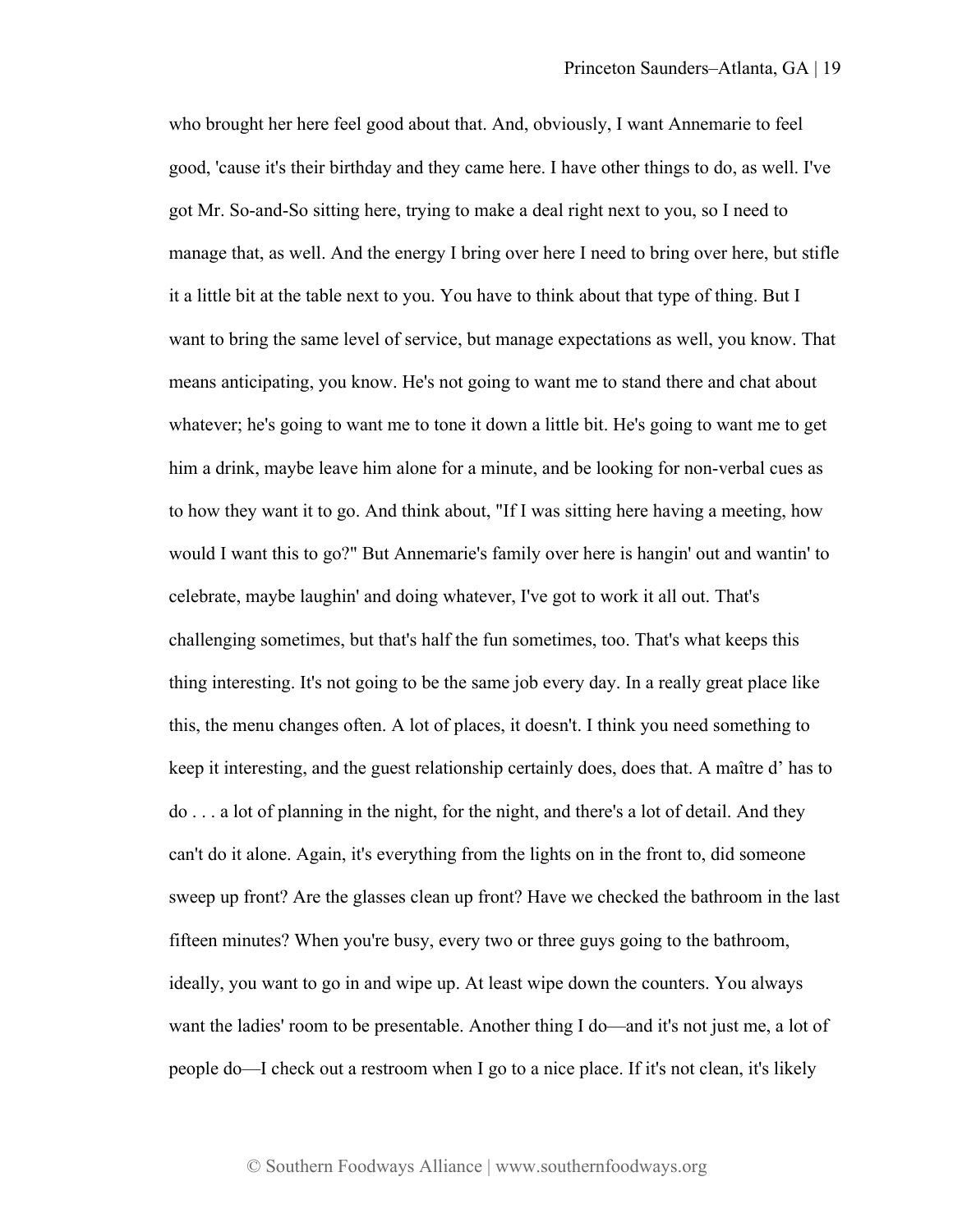who brought her here feel good about that. And, obviously, I want Annemarie to feel good, 'cause it's their birthday and they came here. I have other things to do, as well. I've got Mr. So-and-So sitting here, trying to make a deal right next to you, so I need to manage that, as well. And the energy I bring over here I need to bring over here, but stifle it a little bit at the table next to you. You have to think about that type of thing. But I want to bring the same level of service, but manage expectations as well, you know. That means anticipating, you know. He's not going to want me to stand there and chat about whatever; he's going to want me to tone it down a little bit. He's going to want me to get him a drink, maybe leave him alone for a minute, and be looking for non-verbal cues as to how they want it to go. And think about, "If I was sitting here having a meeting, how would I want this to go?" But Annemarie's family over here is hangin' out and wantin' to celebrate, maybe laughin' and doing whatever, I've got to work it all out. That's challenging sometimes, but that's half the fun sometimes, too. That's what keeps this thing interesting. It's not going to be the same job every day. In a really great place like this, the menu changes often. A lot of places, it doesn't. I think you need something to keep it interesting, and the guest relationship certainly does, does that. A maître d' has to do . . . a lot of planning in the night, for the night, and there's a lot of detail. And they can't do it alone. Again, it's everything from the lights on in the front to, did someone sweep up front? Are the glasses clean up front? Have we checked the bathroom in the last fifteen minutes? When you're busy, every two or three guys going to the bathroom, ideally, you want to go in and wipe up. At least wipe down the counters. You always want the ladies' room to be presentable. Another thing I do—and it's not just me, a lot of people do—I check out a restroom when I go to a nice place. If it's not clean, it's likely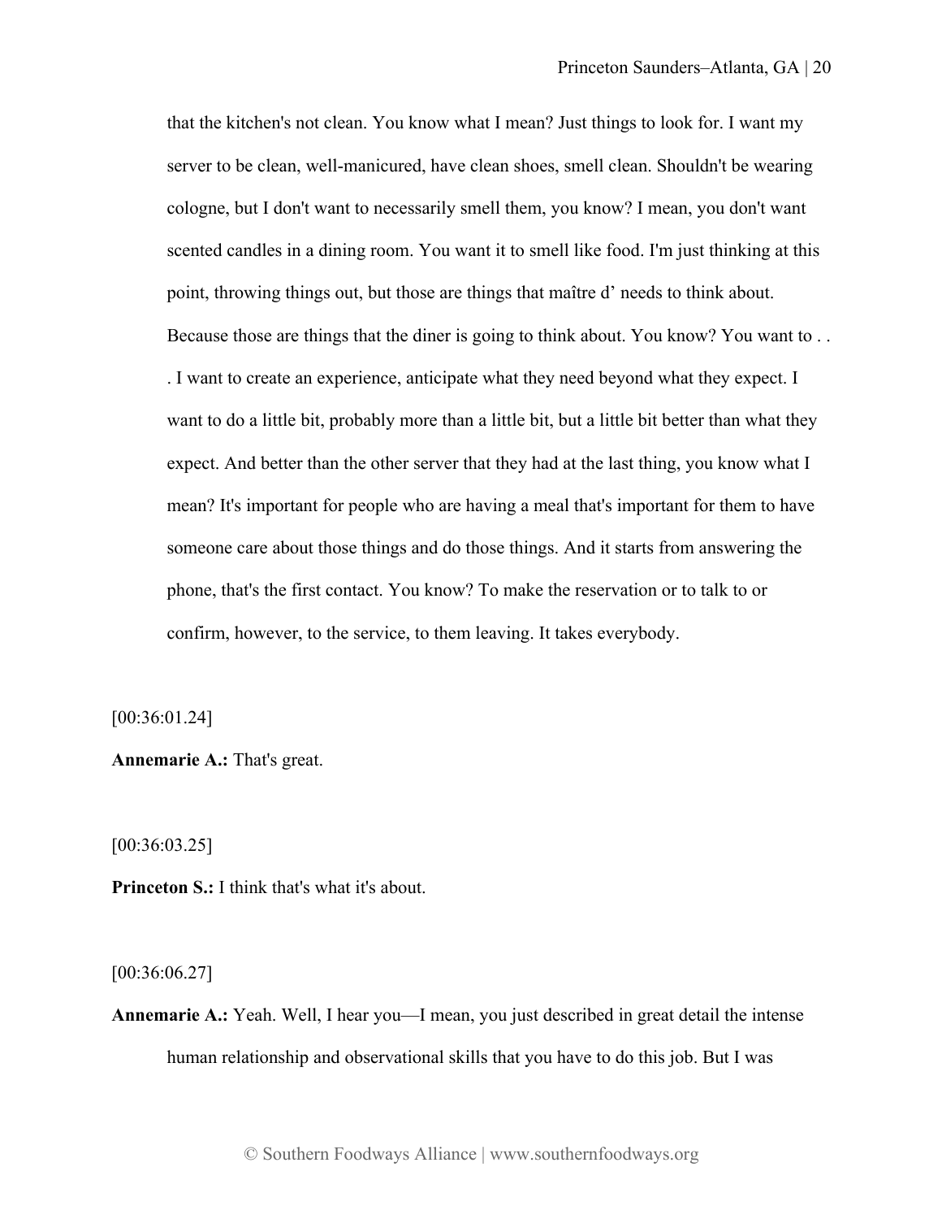that the kitchen's not clean. You know what I mean? Just things to look for. I want my server to be clean, well-manicured, have clean shoes, smell clean. Shouldn't be wearing cologne, but I don't want to necessarily smell them, you know? I mean, you don't want scented candles in a dining room. You want it to smell like food. I'm just thinking at this point, throwing things out, but those are things that maître d' needs to think about. Because those are things that the diner is going to think about. You know? You want to . . . I want to create an experience, anticipate what they need beyond what they expect. I want to do a little bit, probably more than a little bit, but a little bit better than what they expect. And better than the other server that they had at the last thing, you know what I mean? It's important for people who are having a meal that's important for them to have someone care about those things and do those things. And it starts from answering the phone, that's the first contact. You know? To make the reservation or to talk to or confirm, however, to the service, to them leaving. It takes everybody.

[00:36:01.24]

**Annemarie A.:** That's great.

[00:36:03.25]

**Princeton S.:** I think that's what it's about.

[00:36:06.27]

**Annemarie A.:** Yeah. Well, I hear you—I mean, you just described in great detail the intense human relationship and observational skills that you have to do this job. But I was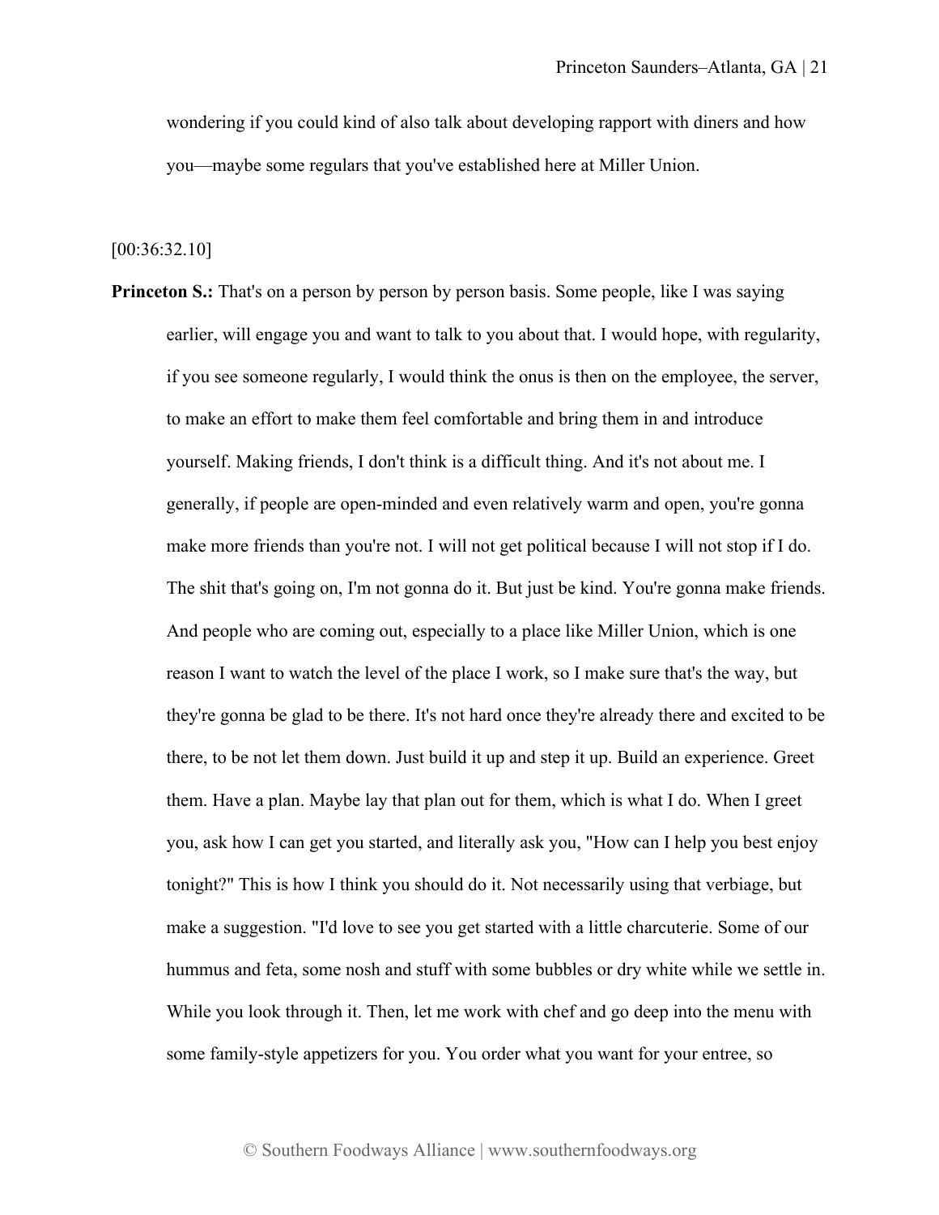wondering if you could kind of also talk about developing rapport with diners and how you—maybe some regulars that you've established here at Miller Union.

[00:36:32.10]

**Princeton S.:** That's on a person by person by person basis. Some people, like I was saying earlier, will engage you and want to talk to you about that. I would hope, with regularity, if you see someone regularly, I would think the onus is then on the employee, the server, to make an effort to make them feel comfortable and bring them in and introduce yourself. Making friends, I don't think is a difficult thing. And it's not about me. I generally, if people are open-minded and even relatively warm and open, you're gonna make more friends than you're not. I will not get political because I will not stop if I do. The shit that's going on, I'm not gonna do it. But just be kind. You're gonna make friends. And people who are coming out, especially to a place like Miller Union, which is one reason I want to watch the level of the place I work, so I make sure that's the way, but they're gonna be glad to be there. It's not hard once they're already there and excited to be there, to be not let them down. Just build it up and step it up. Build an experience. Greet them. Have a plan. Maybe lay that plan out for them, which is what I do. When I greet you, ask how I can get you started, and literally ask you, "How can I help you best enjoy tonight?" This is how I think you should do it. Not necessarily using that verbiage, but make a suggestion. "I'd love to see you get started with a little charcuterie. Some of our hummus and feta, some nosh and stuff with some bubbles or dry white while we settle in. While you look through it. Then, let me work with chef and go deep into the menu with some family-style appetizers for you. You order what you want for your entree, so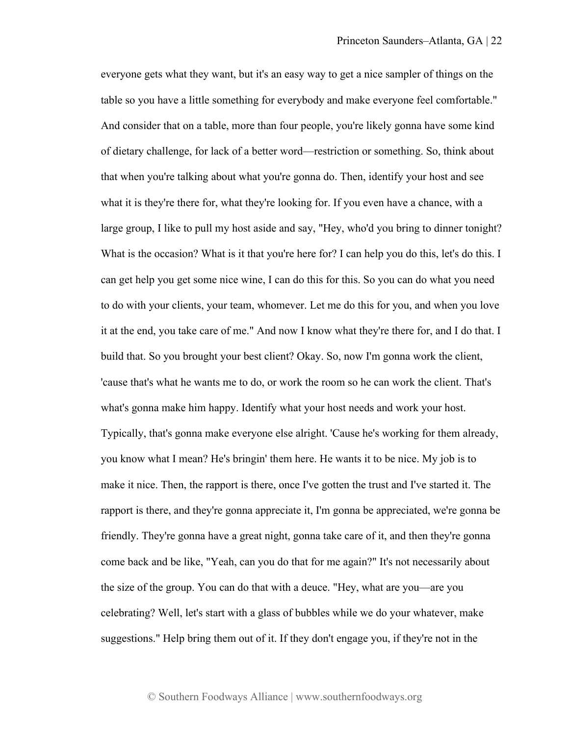everyone gets what they want, but it's an easy way to get a nice sampler of things on the table so you have a little something for everybody and make everyone feel comfortable." And consider that on a table, more than four people, you're likely gonna have some kind of dietary challenge, for lack of a better word—restriction or something. So, think about that when you're talking about what you're gonna do. Then, identify your host and see what it is they're there for, what they're looking for. If you even have a chance, with a large group, I like to pull my host aside and say, "Hey, who'd you bring to dinner tonight? What is the occasion? What is it that you're here for? I can help you do this, let's do this. I can get help you get some nice wine, I can do this for this. So you can do what you need to do with your clients, your team, whomever. Let me do this for you, and when you love it at the end, you take care of me." And now I know what they're there for, and I do that. I build that. So you brought your best client? Okay. So, now I'm gonna work the client, 'cause that's what he wants me to do, or work the room so he can work the client. That's what's gonna make him happy. Identify what your host needs and work your host. Typically, that's gonna make everyone else alright. 'Cause he's working for them already, you know what I mean? He's bringin' them here. He wants it to be nice. My job is to make it nice. Then, the rapport is there, once I've gotten the trust and I've started it. The rapport is there, and they're gonna appreciate it, I'm gonna be appreciated, we're gonna be friendly. They're gonna have a great night, gonna take care of it, and then they're gonna come back and be like, "Yeah, can you do that for me again?" It's not necessarily about the size of the group. You can do that with a deuce. "Hey, what are you—are you celebrating? Well, let's start with a glass of bubbles while we do your whatever, make suggestions." Help bring them out of it. If they don't engage you, if they're not in the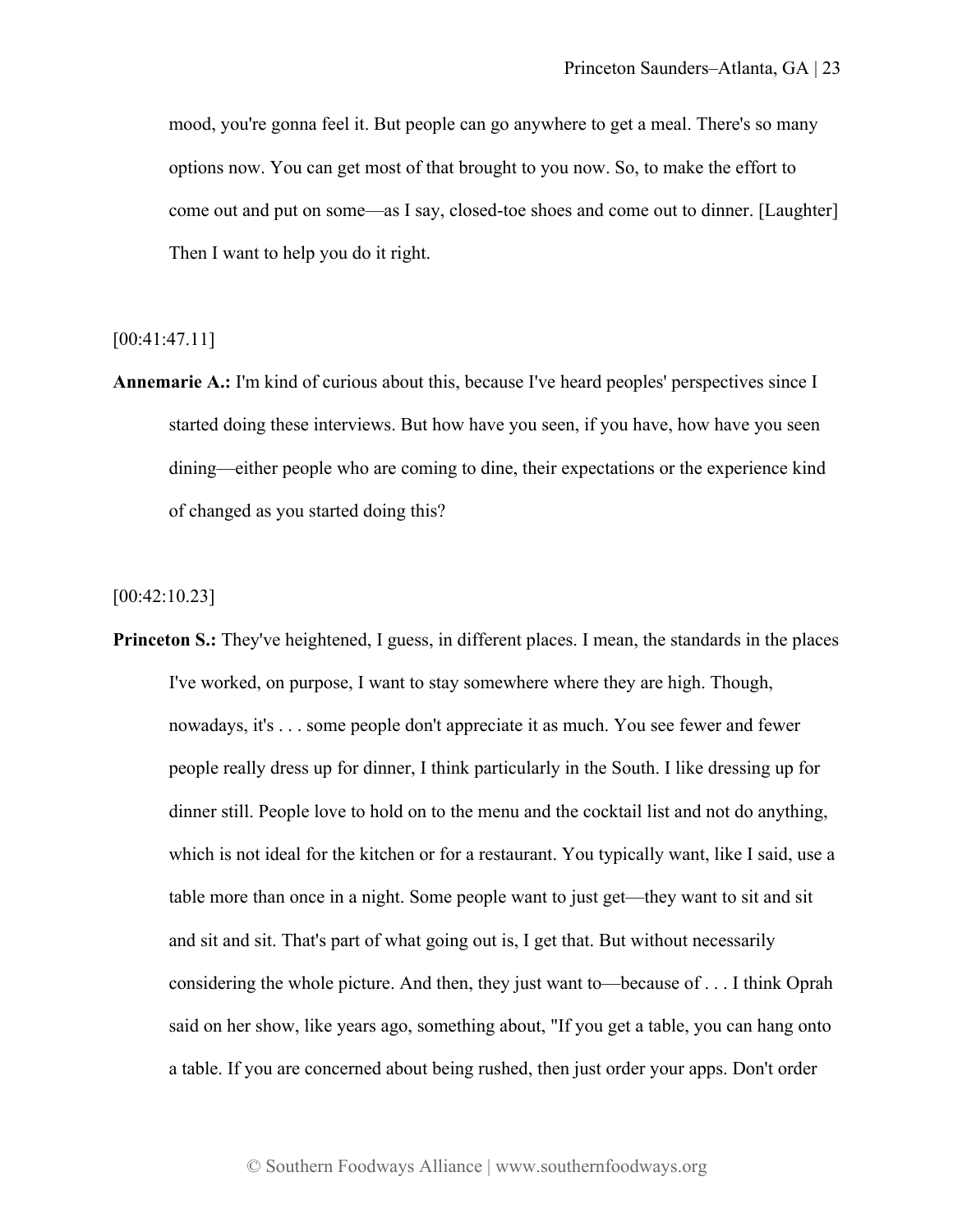mood, you're gonna feel it. But people can go anywhere to get a meal. There's so many options now. You can get most of that brought to you now. So, to make the effort to come out and put on some—as I say, closed-toe shoes and come out to dinner. [Laughter] Then I want to help you do it right.

[00:41:47.11]

**Annemarie A.:** I'm kind of curious about this, because I've heard peoples' perspectives since I started doing these interviews. But how have you seen, if you have, how have you seen dining—either people who are coming to dine, their expectations or the experience kind of changed as you started doing this?

[00:42:10.23]

**Princeton S.:** They've heightened, I guess, in different places. I mean, the standards in the places I've worked, on purpose, I want to stay somewhere where they are high. Though, nowadays, it's . . . some people don't appreciate it as much. You see fewer and fewer people really dress up for dinner, I think particularly in the South. I like dressing up for dinner still. People love to hold on to the menu and the cocktail list and not do anything, which is not ideal for the kitchen or for a restaurant. You typically want, like I said, use a table more than once in a night. Some people want to just get—they want to sit and sit and sit and sit. That's part of what going out is, I get that. But without necessarily considering the whole picture. And then, they just want to—because of . . . I think Oprah said on her show, like years ago, something about, "If you get a table, you can hang onto a table. If you are concerned about being rushed, then just order your apps. Don't order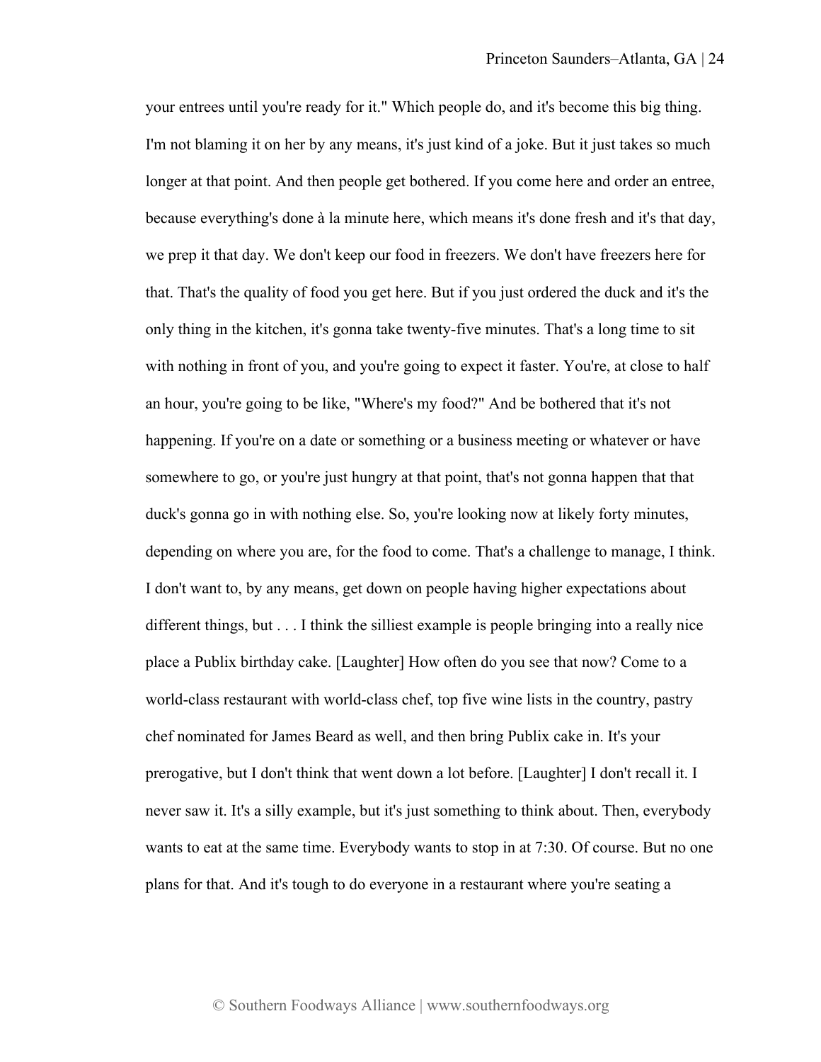your entrees until you're ready for it." Which people do, and it's become this big thing. I'm not blaming it on her by any means, it's just kind of a joke. But it just takes so much longer at that point. And then people get bothered. If you come here and order an entree, because everything's done à la minute here, which means it's done fresh and it's that day, we prep it that day. We don't keep our food in freezers. We don't have freezers here for that. That's the quality of food you get here. But if you just ordered the duck and it's the only thing in the kitchen, it's gonna take twenty-five minutes. That's a long time to sit with nothing in front of you, and you're going to expect it faster. You're, at close to half an hour, you're going to be like, "Where's my food?" And be bothered that it's not happening. If you're on a date or something or a business meeting or whatever or have somewhere to go, or you're just hungry at that point, that's not gonna happen that that duck's gonna go in with nothing else. So, you're looking now at likely forty minutes, depending on where you are, for the food to come. That's a challenge to manage, I think. I don't want to, by any means, get down on people having higher expectations about different things, but . . . I think the silliest example is people bringing into a really nice place a Publix birthday cake. [Laughter] How often do you see that now? Come to a world-class restaurant with world-class chef, top five wine lists in the country, pastry chef nominated for James Beard as well, and then bring Publix cake in. It's your prerogative, but I don't think that went down a lot before. [Laughter] I don't recall it. I never saw it. It's a silly example, but it's just something to think about. Then, everybody wants to eat at the same time. Everybody wants to stop in at 7:30. Of course. But no one plans for that. And it's tough to do everyone in a restaurant where you're seating a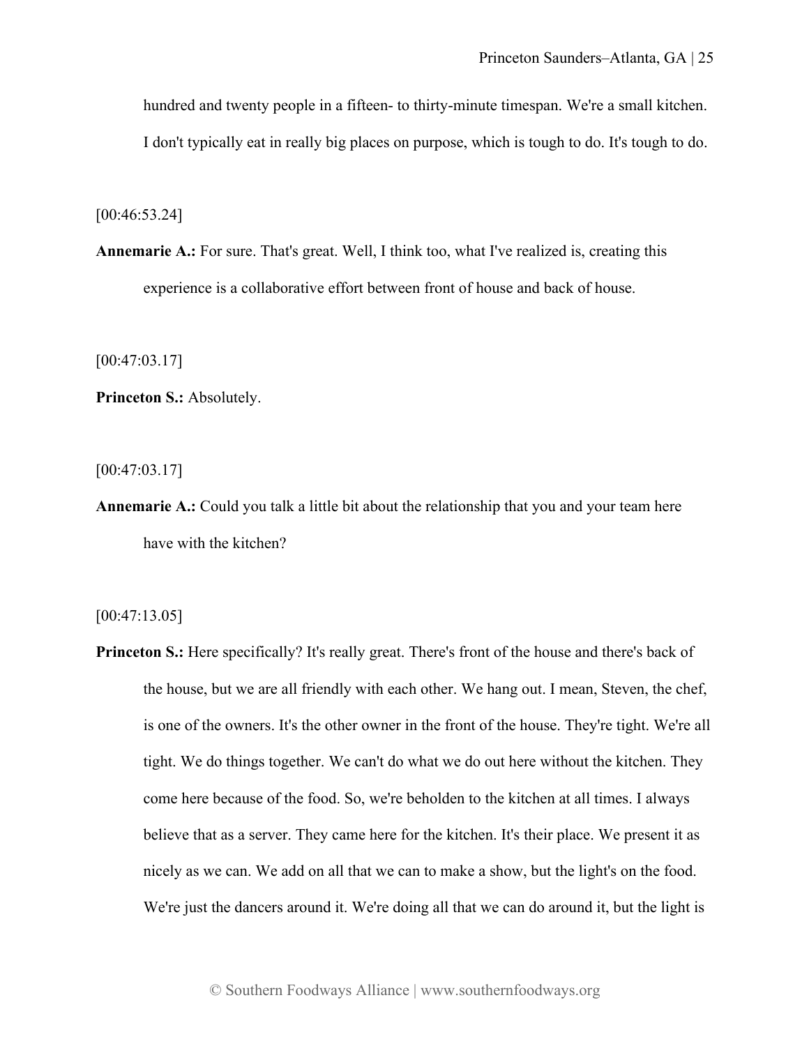hundred and twenty people in a fifteen- to thirty-minute timespan. We're a small kitchen. I don't typically eat in really big places on purpose, which is tough to do. It's tough to do.

[00:46:53.24]

**Annemarie A.:** For sure. That's great. Well, I think too, what I've realized is, creating this experience is a collaborative effort between front of house and back of house.

[00:47:03.17]

**Princeton S.:** Absolutely.

[00:47:03.17]

**Annemarie A.:** Could you talk a little bit about the relationship that you and your team here have with the kitchen?

[00:47:13.05]

**Princeton S.:** Here specifically? It's really great. There's front of the house and there's back of the house, but we are all friendly with each other. We hang out. I mean, Steven, the chef, is one of the owners. It's the other owner in the front of the house. They're tight. We're all tight. We do things together. We can't do what we do out here without the kitchen. They come here because of the food. So, we're beholden to the kitchen at all times. I always believe that as a server. They came here for the kitchen. It's their place. We present it as nicely as we can. We add on all that we can to make a show, but the light's on the food. We're just the dancers around it. We're doing all that we can do around it, but the light is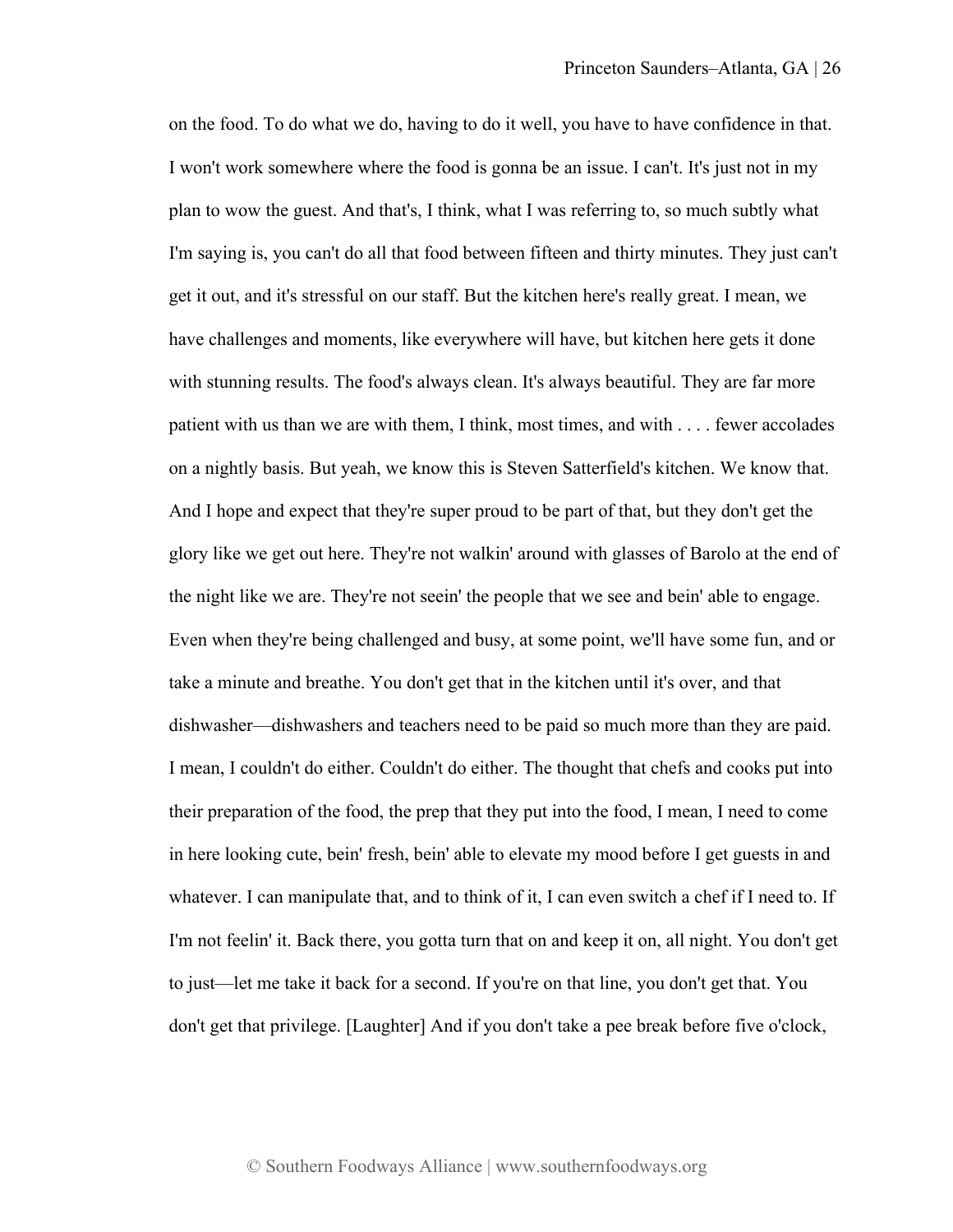on the food. To do what we do, having to do it well, you have to have confidence in that. I won't work somewhere where the food is gonna be an issue. I can't. It's just not in my plan to wow the guest. And that's, I think, what I was referring to, so much subtly what I'm saying is, you can't do all that food between fifteen and thirty minutes. They just can't get it out, and it's stressful on our staff. But the kitchen here's really great. I mean, we have challenges and moments, like everywhere will have, but kitchen here gets it done with stunning results. The food's always clean. It's always beautiful. They are far more patient with us than we are with them, I think, most times, and with . . . . fewer accolades on a nightly basis. But yeah, we know this is Steven Satterfield's kitchen. We know that. And I hope and expect that they're super proud to be part of that, but they don't get the glory like we get out here. They're not walkin' around with glasses of Barolo at the end of the night like we are. They're not seein' the people that we see and bein' able to engage. Even when they're being challenged and busy, at some point, we'll have some fun, and or take a minute and breathe. You don't get that in the kitchen until it's over, and that dishwasher—dishwashers and teachers need to be paid so much more than they are paid. I mean, I couldn't do either. Couldn't do either. The thought that chefs and cooks put into their preparation of the food, the prep that they put into the food, I mean, I need to come in here looking cute, bein' fresh, bein' able to elevate my mood before I get guests in and whatever. I can manipulate that, and to think of it, I can even switch a chef if I need to. If I'm not feelin' it. Back there, you gotta turn that on and keep it on, all night. You don't get to just—let me take it back for a second. If you're on that line, you don't get that. You don't get that privilege. [Laughter] And if you don't take a pee break before five o'clock,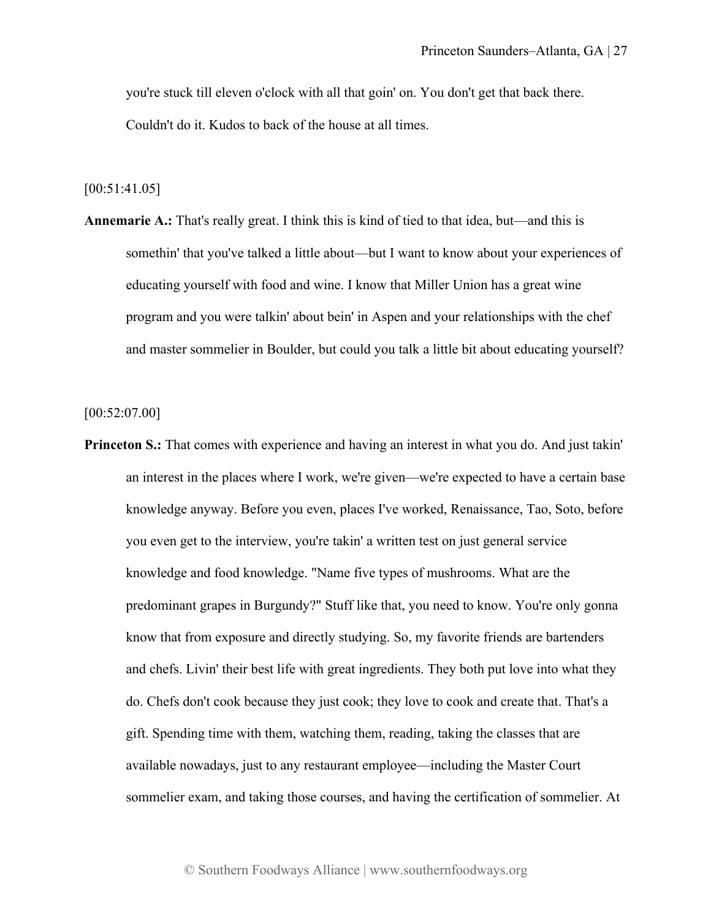you're stuck till eleven o'clock with all that goin' on. You don't get that back there. Couldn't do it. Kudos to back of the house at all times.

[00:51:41.05]

**Annemarie A.:** That's really great. I think this is kind of tied to that idea, but—and this is somethin' that you've talked a little about—but I want to know about your experiences of educating yourself with food and wine. I know that Miller Union has a great wine program and you were talkin' about bein' in Aspen and your relationships with the chef and master sommelier in Boulder, but could you talk a little bit about educating yourself?

[00:52:07.00]

**Princeton S.:** That comes with experience and having an interest in what you do. And just takin' an interest in the places where I work, we're given—we're expected to have a certain base knowledge anyway. Before you even, places I've worked, Renaissance, Tao, Soto, before you even get to the interview, you're takin' a written test on just general service knowledge and food knowledge. "Name five types of mushrooms. What are the predominant grapes in Burgundy?" Stuff like that, you need to know. You're only gonna know that from exposure and directly studying. So, my favorite friends are bartenders and chefs. Livin' their best life with great ingredients. They both put love into what they do. Chefs don't cook because they just cook; they love to cook and create that. That's a gift. Spending time with them, watching them, reading, taking the classes that are available nowadays, just to any restaurant employee—including the Master Court sommelier exam, and taking those courses, and having the certification of sommelier. At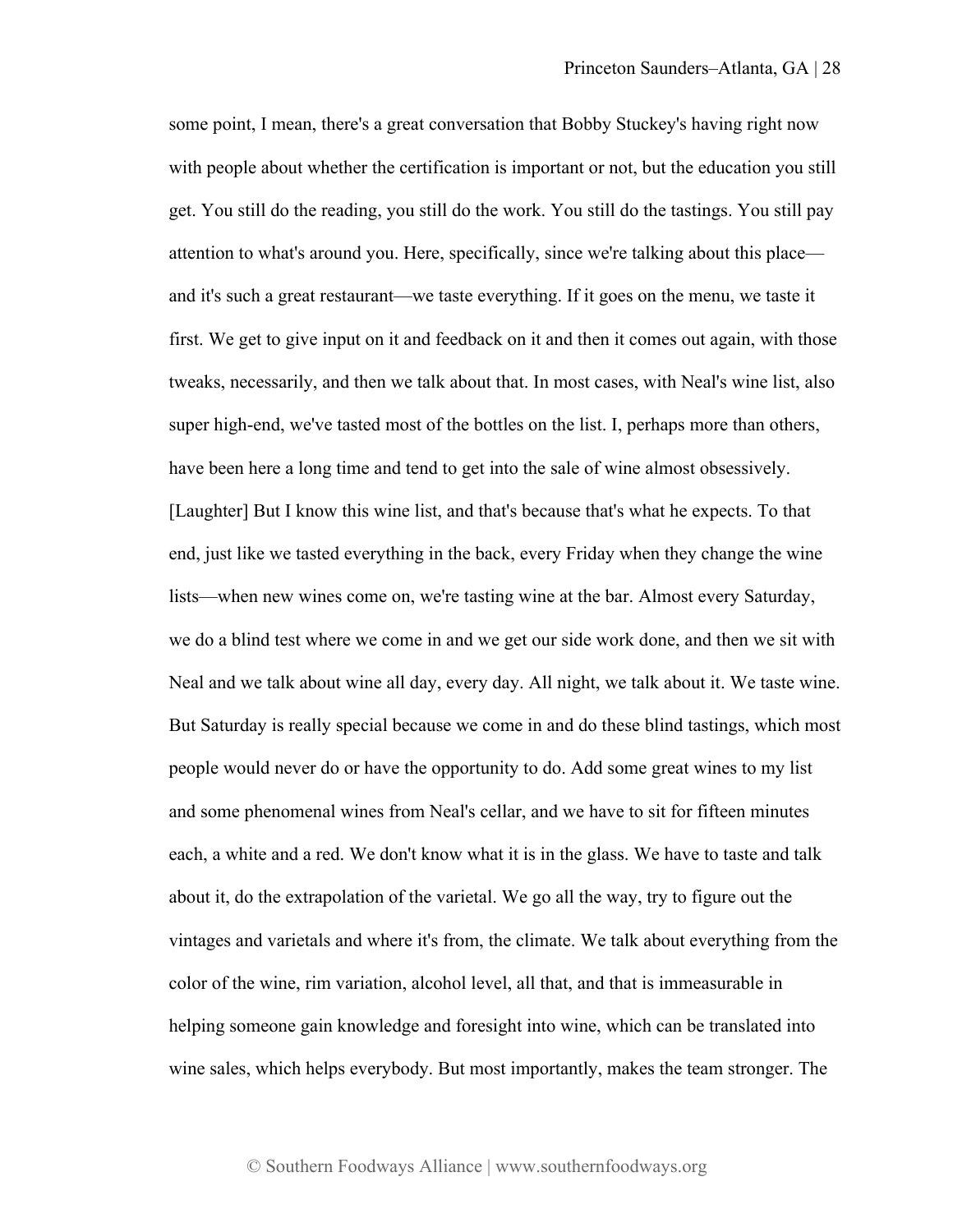some point, I mean, there's a great conversation that Bobby Stuckey's having right now with people about whether the certification is important or not, but the education you still get. You still do the reading, you still do the work. You still do the tastings. You still pay attention to what's around you. Here, specifically, since we're talking about this place—and it's such a great restaurant—we taste everything. If it goes on the menu, we taste it first. We get to give input on it and feedback on it and then it comes out again, with those tweaks, necessarily, and then we talk about that. In most cases, with Neal's wine list, also super high-end, we've tasted most of the bottles on the list. I, perhaps more than others, have been here a long time and tend to get into the sale of wine almost obsessively. [Laughter] But I know this wine list, and that's because that's what he expects. To that end, just like we tasted everything in the back, every Friday when they change the wine lists—when new wines come on, we're tasting wine at the bar. Almost every Saturday, we do a blind test where we come in and we get our side work done, and then we sit with Neal and we talk about wine all day, every day. All night, we talk about it. We taste wine. But Saturday is really special because we come in and do these blind tastings, which most people would never do or have the opportunity to do. Add some great wines to my list and some phenomenal wines from Neal's cellar, and we have to sit for fifteen minutes each, a white and a red. We don't know what it is in the glass. We have to taste and talk about it, do the extrapolation of the varietal. We go all the way, try to figure out the vintages and varietals and where it's from, the climate. We talk about everything from the color of the wine, rim variation, alcohol level, all that, and that is immeasurable in helping someone gain knowledge and foresight into wine, which can be translated into wine sales, which helps everybody. But most importantly, makes the team stronger. The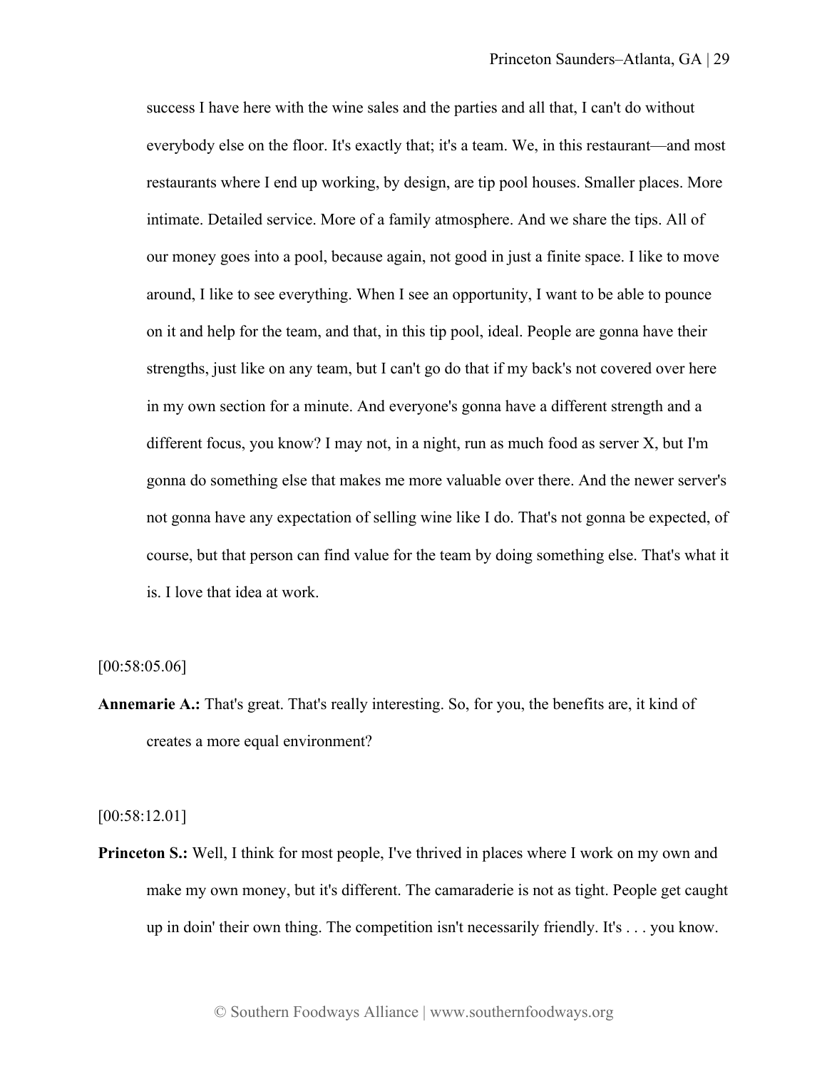success I have here with the wine sales and the parties and all that, I can't do without everybody else on the floor. It's exactly that; it's a team. We, in this restaurant—and most restaurants where I end up working, by design, are tip pool houses. Smaller places. More intimate. Detailed service. More of a family atmosphere. And we share the tips. All of our money goes into a pool, because again, not good in just a finite space. I like to move around, I like to see everything. When I see an opportunity, I want to be able to pounce on it and help for the team, and that, in this tip pool, ideal. People are gonna have their strengths, just like on any team, but I can't go do that if my back's not covered over here in my own section for a minute. And everyone's gonna have a different strength and a different focus, you know? I may not, in a night, run as much food as server X, but I'm gonna do something else that makes me more valuable over there. And the newer server's not gonna have any expectation of selling wine like I do. That's not gonna be expected, of course, but that person can find value for the team by doing something else. That's what it is. I love that idea at work.

[00:58:05.06]

**Annemarie A.:** That's great. That's really interesting. So, for you, the benefits are, it kind of creates a more equal environment?

[00:58:12.01]

**Princeton S.:** Well, I think for most people, I've thrived in places where I work on my own and make my own money, but it's different. The camaraderie is not as tight. People get caught up in doin' their own thing. The competition isn't necessarily friendly. It's . . . you know.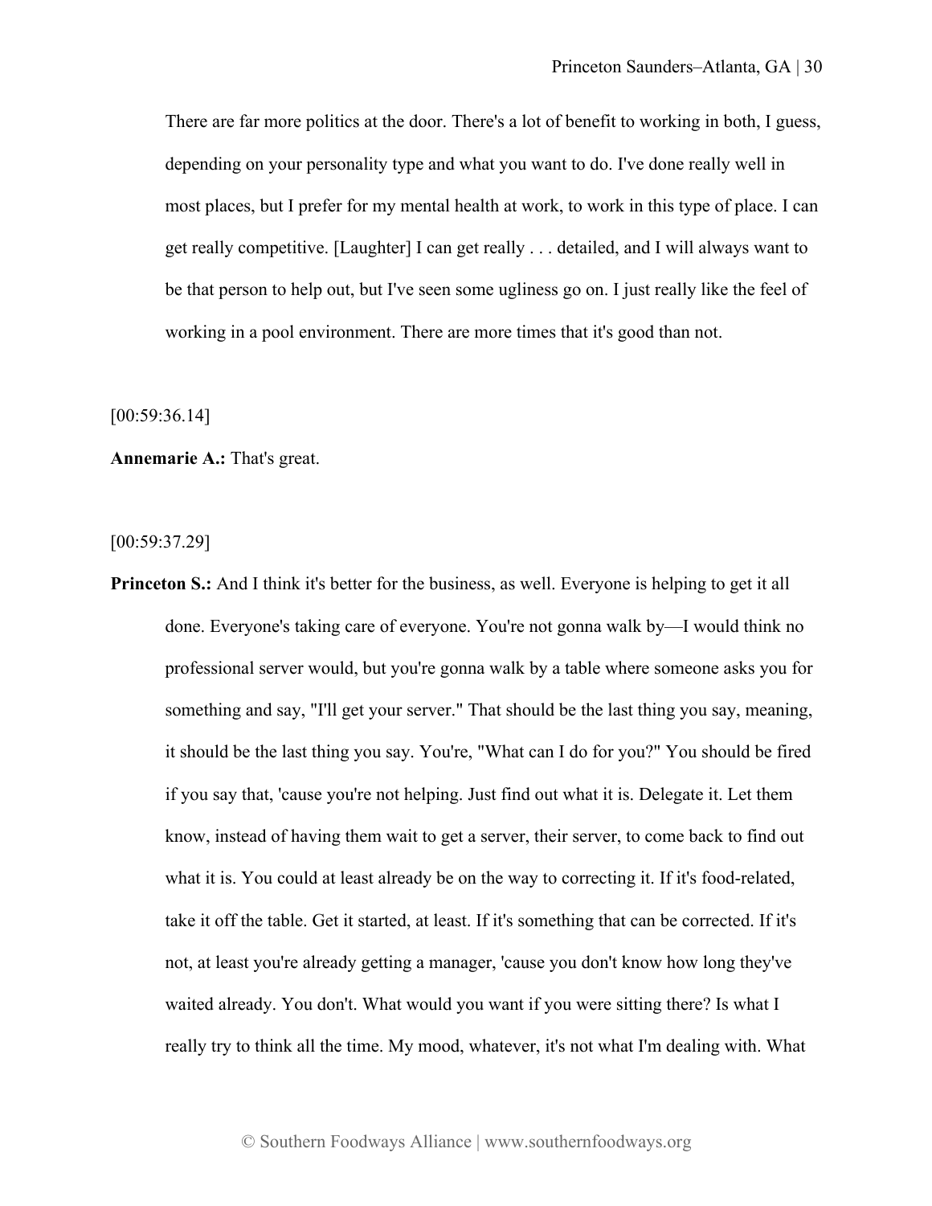There are far more politics at the door. There's a lot of benefit to working in both, I guess, depending on your personality type and what you want to do. I've done really well in most places, but I prefer for my mental health at work, to work in this type of place. I can get really competitive. [Laughter] I can get really . . . detailed, and I will always want to be that person to help out, but I've seen some ugliness go on. I just really like the feel of working in a pool environment. There are more times that it's good than not.

[00:59:36.14]

**Annemarie A.:** That's great.

[00:59:37.29]

**Princeton S.:** And I think it's better for the business, as well. Everyone is helping to get it all done. Everyone's taking care of everyone. You're not gonna walk by—I would think no professional server would, but you're gonna walk by a table where someone asks you for something and say, "I'll get your server." That should be the last thing you say, meaning, it should be the last thing you say. You're, "What can I do for you?" You should be fired if you say that, 'cause you're not helping. Just find out what it is. Delegate it. Let them know, instead of having them wait to get a server, their server, to come back to find out what it is. You could at least already be on the way to correcting it. If it's food-related, take it off the table. Get it started, at least. If it's something that can be corrected. If it's not, at least you're already getting a manager, 'cause you don't know how long they've waited already. You don't. What would you want if you were sitting there? Is what I really try to think all the time. My mood, whatever, it's not what I'm dealing with. What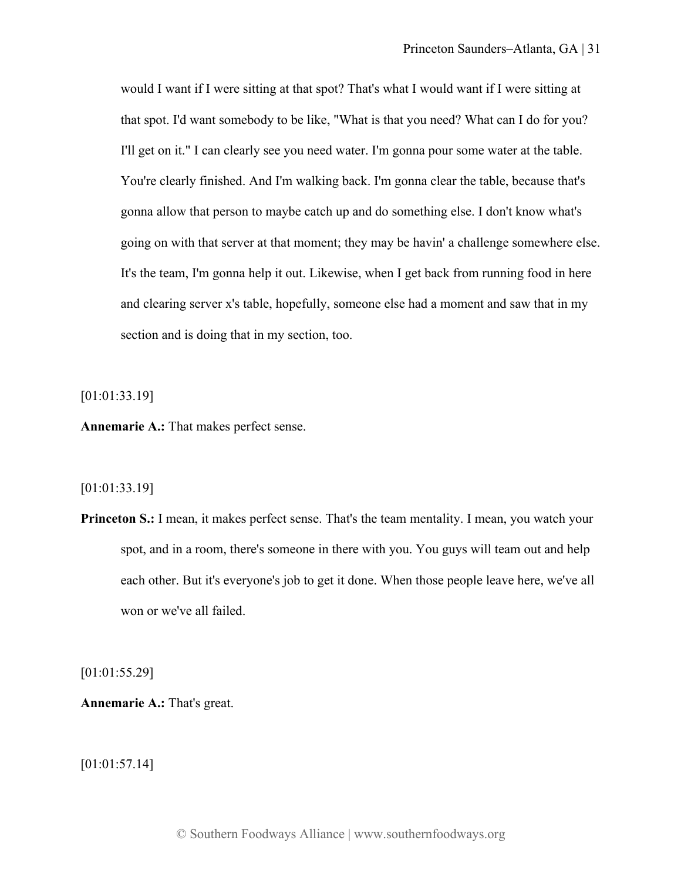would I want if I were sitting at that spot? That's what I would want if I were sitting at that spot. I'd want somebody to be like, "What is that you need? What can I do for you? I'll get on it." I can clearly see you need water. I'm gonna pour some water at the table. You're clearly finished. And I'm walking back. I'm gonna clear the table, because that's gonna allow that person to maybe catch up and do something else. I don't know what's going on with that server at that moment; they may be havin' a challenge somewhere else. It's the team, I'm gonna help it out. Likewise, when I get back from running food in here and clearing server x's table, hopefully, someone else had a moment and saw that in my section and is doing that in my section, too.

[01:01:33.19]

**Annemarie A.:** That makes perfect sense.

[01:01:33.19]

**Princeton S.:** I mean, it makes perfect sense. That's the team mentality. I mean, you watch your spot, and in a room, there's someone in there with you. You guys will team out and help each other. But it's everyone's job to get it done. When those people leave here, we've all won or we've all failed.

[01:01:55.29]

**Annemarie A.:** That's great.

[01:01:57.14]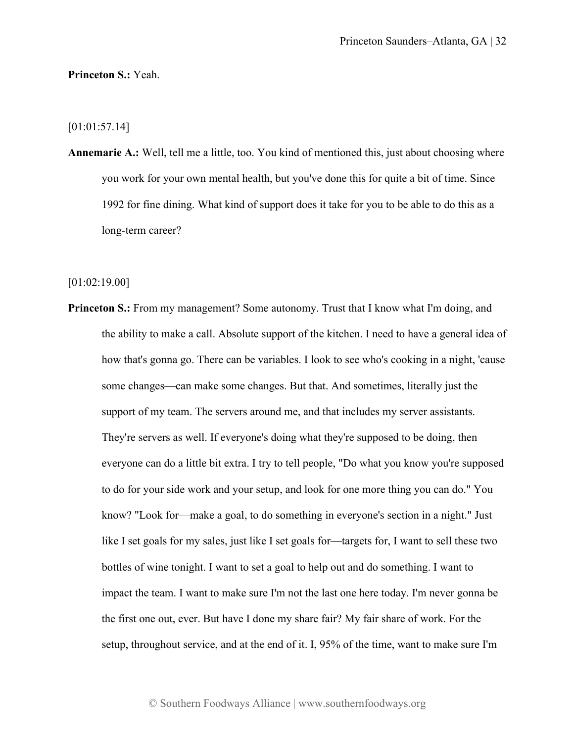**Princeton S.:** Yeah.

[01:01:57.14]

**Annemarie A.:** Well, tell me a little, too. You kind of mentioned this, just about choosing where you work for your own mental health, but you've done this for quite a bit of time. Since 1992 for fine dining. What kind of support does it take for you to be able to do this as a long-term career?

[01:02:19.00]

**Princeton S.:** From my management? Some autonomy. Trust that I know what I'm doing, and the ability to make a call. Absolute support of the kitchen. I need to have a general idea of how that's gonna go. There can be variables. I look to see who's cooking in a night, 'cause some changes—can make some changes. But that. And sometimes, literally just the support of my team. The servers around me, and that includes my server assistants. They're servers as well. If everyone's doing what they're supposed to be doing, then everyone can do a little bit extra. I try to tell people, "Do what you know you're supposed to do for your side work and your setup, and look for one more thing you can do." You know? "Look for—make a goal, to do something in everyone's section in a night." Just like I set goals for my sales, just like I set goals for—targets for, I want to sell these two bottles of wine tonight. I want to set a goal to help out and do something. I want to impact the team. I want to make sure I'm not the last one here today. I'm never gonna be the first one out, ever. But have I done my share fair? My fair share of work. For the setup, throughout service, and at the end of it. I, 95% of the time, want to make sure I'm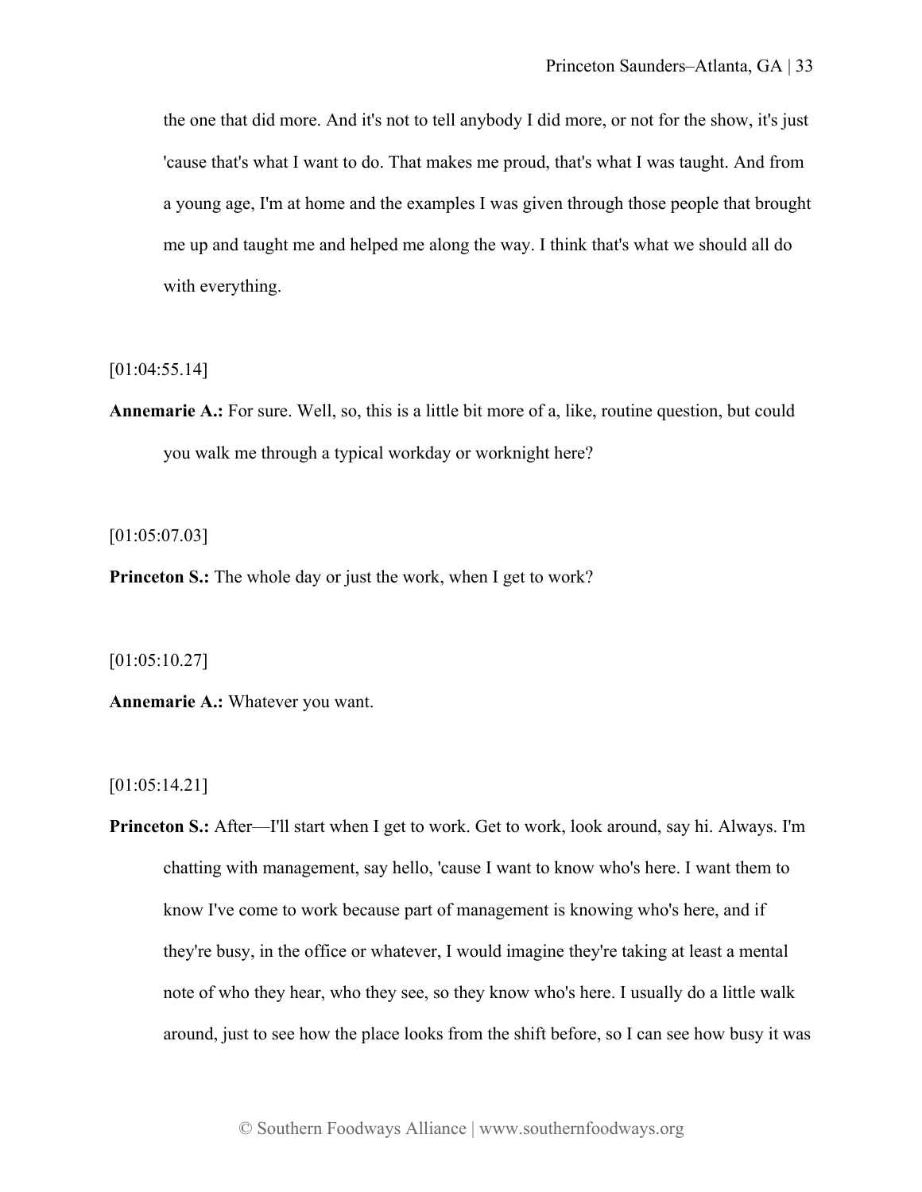the one that did more. And it's not to tell anybody I did more, or not for the show, it's just 'cause that's what I want to do. That makes me proud, that's what I was taught. And from a young age, I'm at home and the examples I was given through those people that brought me up and taught me and helped me along the way. I think that's what we should all do with everything.

[01:04:55.14]

**Annemarie A.:** For sure. Well, so, this is a little bit more of a, like, routine question, but could you walk me through a typical workday or worknight here?

[01:05:07.03]

**Princeton S.:** The whole day or just the work, when I get to work?

[01:05:10.27]

**Annemarie A.:** Whatever you want.

[01:05:14.21]

**Princeton S.:** After—I'll start when I get to work. Get to work, look around, say hi. Always. I'm chatting with management, say hello, 'cause I want to know who's here. I want them to know I've come to work because part of management is knowing who's here, and if they're busy, in the office or whatever, I would imagine they're taking at least a mental note of who they hear, who they see, so they know who's here. I usually do a little walk around, just to see how the place looks from the shift before, so I can see how busy it was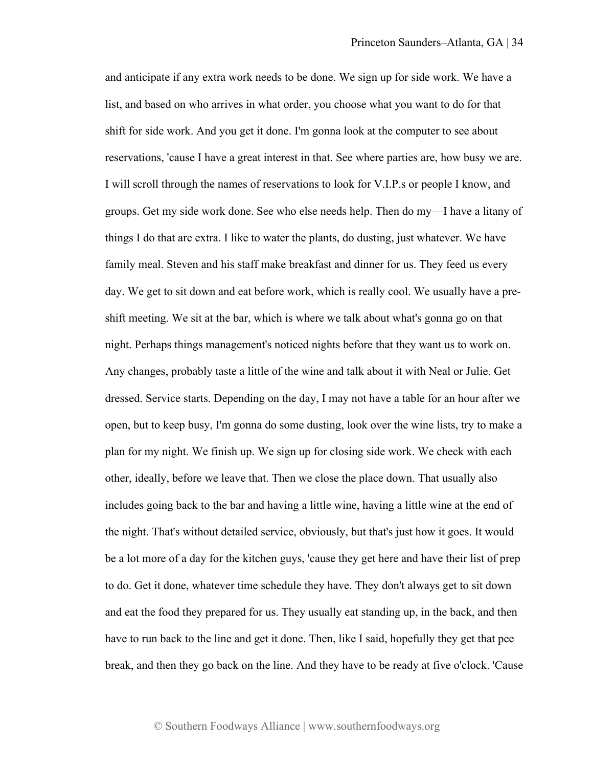and anticipate if any extra work needs to be done. We sign up for side work. We have a list, and based on who arrives in what order, you choose what you want to do for that shift for side work. And you get it done. I'm gonna look at the computer to see about reservations, 'cause I have a great interest in that. See where parties are, how busy we are. I will scroll through the names of reservations to look for V.I.P.s or people I know, and groups. Get my side work done. See who else needs help. Then do my—I have a litany of things I do that are extra. I like to water the plants, do dusting, just whatever. We have family meal. Steven and his staff make breakfast and dinner for us. They feed us every day. We get to sit down and eat before work, which is really cool. We usually have a pre-shift meeting. We sit at the bar, which is where we talk about what's gonna go on that night. Perhaps things management's noticed nights before that they want us to work on. Any changes, probably taste a little of the wine and talk about it with Neal or Julie. Get dressed. Service starts. Depending on the day, I may not have a table for an hour after we open, but to keep busy, I'm gonna do some dusting, look over the wine lists, try to make a plan for my night. We finish up. We sign up for closing side work. We check with each other, ideally, before we leave that. Then we close the place down. That usually also includes going back to the bar and having a little wine, having a little wine at the end of the night. That's without detailed service, obviously, but that's just how it goes. It would be a lot more of a day for the kitchen guys, 'cause they get here and have their list of prep to do. Get it done, whatever time schedule they have. They don't always get to sit down and eat the food they prepared for us. They usually eat standing up, in the back, and then have to run back to the line and get it done. Then, like I said, hopefully they get that pee break, and then they go back on the line. And they have to be ready at five o'clock. 'Cause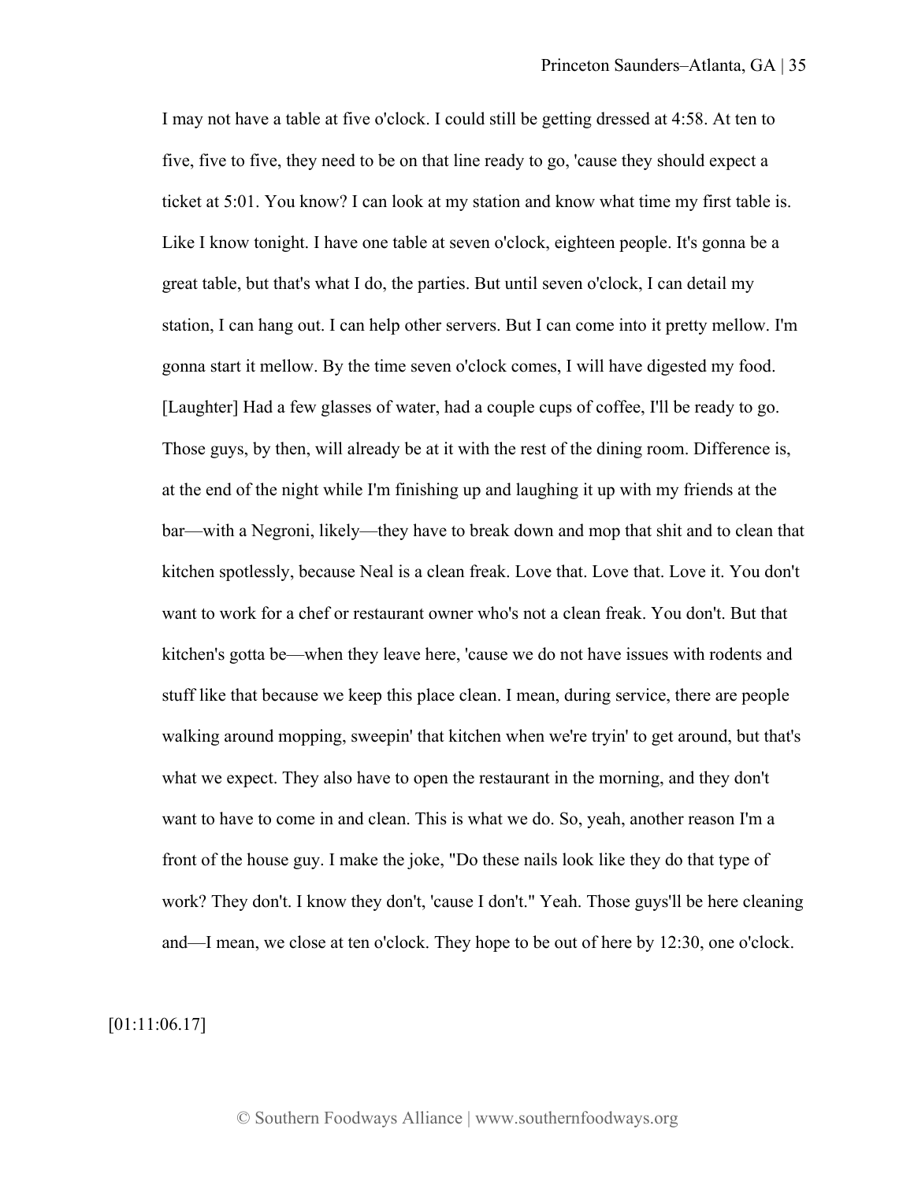I may not have a table at five o'clock. I could still be getting dressed at 4:58. At ten to five, five to five, they need to be on that line ready to go, 'cause they should expect a ticket at 5:01. You know? I can look at my station and know what time my first table is. Like I know tonight. I have one table at seven o'clock, eighteen people. It's gonna be a great table, but that's what I do, the parties. But until seven o'clock, I can detail my station, I can hang out. I can help other servers. But I can come into it pretty mellow. I'm gonna start it mellow. By the time seven o'clock comes, I will have digested my food. [Laughter] Had a few glasses of water, had a couple cups of coffee, I'll be ready to go. Those guys, by then, will already be at it with the rest of the dining room. Difference is, at the end of the night while I'm finishing up and laughing it up with my friends at the bar—with a Negroni, likely—they have to break down and mop that shit and to clean that kitchen spotlessly, because Neal is a clean freak. Love that. Love that. Love it. You don't want to work for a chef or restaurant owner who's not a clean freak. You don't. But that kitchen's gotta be—when they leave here, 'cause we do not have issues with rodents and stuff like that because we keep this place clean. I mean, during service, there are people walking around mopping, sweepin' that kitchen when we're tryin' to get around, but that's what we expect. They also have to open the restaurant in the morning, and they don't want to have to come in and clean. This is what we do. So, yeah, another reason I'm a front of the house guy. I make the joke, "Do these nails look like they do that type of work? They don't. I know they don't, 'cause I don't." Yeah. Those guys'll be here cleaning and—I mean, we close at ten o'clock. They hope to be out of here by 12:30, one o'clock.

[01:11:06.17]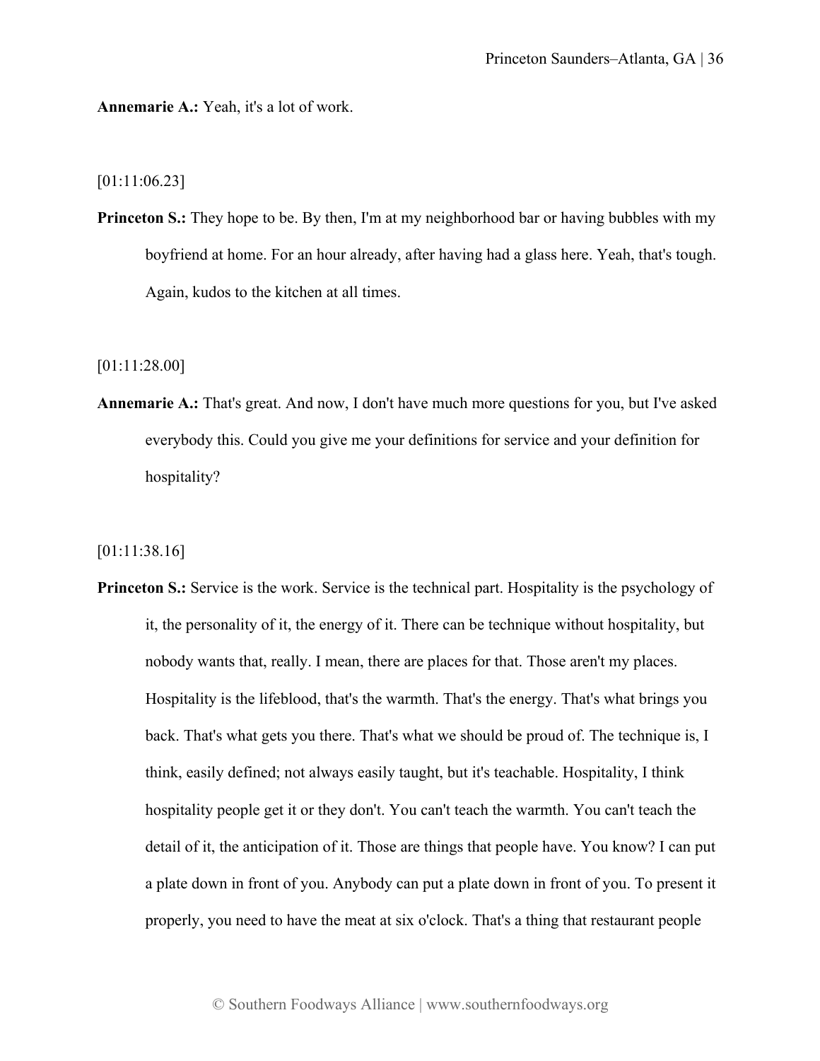**Annemarie A.:** Yeah, it's a lot of work.

[01:11:06.23]

**Princeton S.:** They hope to be. By then, I'm at my neighborhood bar or having bubbles with my boyfriend at home. For an hour already, after having had a glass here. Yeah, that's tough. Again, kudos to the kitchen at all times.

[01:11:28.00]

**Annemarie A.:** That's great. And now, I don't have much more questions for you, but I've asked everybody this. Could you give me your definitions for service and your definition for hospitality?

[01:11:38.16]

**Princeton S.:** Service is the work. Service is the technical part. Hospitality is the psychology of it, the personality of it, the energy of it. There can be technique without hospitality, but nobody wants that, really. I mean, there are places for that. Those aren't my places. Hospitality is the lifeblood, that's the warmth. That's the energy. That's what brings you back. That's what gets you there. That's what we should be proud of. The technique is, I think, easily defined; not always easily taught, but it's teachable. Hospitality, I think hospitality people get it or they don't. You can't teach the warmth. You can't teach the detail of it, the anticipation of it. Those are things that people have. You know? I can put a plate down in front of you. Anybody can put a plate down in front of you. To present it properly, you need to have the meat at six o'clock. That's a thing that restaurant people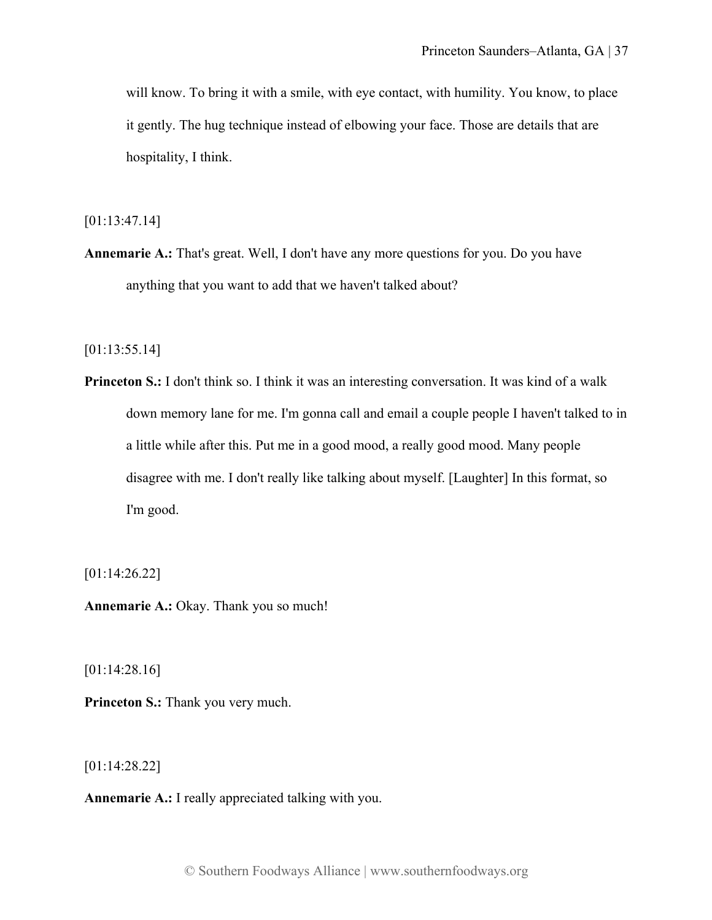will know. To bring it with a smile, with eye contact, with humility. You know, to place it gently. The hug technique instead of elbowing your face. Those are details that are hospitality, I think.

[01:13:47.14]

**Annemarie A.:** That's great. Well, I don't have any more questions for you. Do you have anything that you want to add that we haven't talked about?

[01:13:55.14]

**Princeton S.:** I don't think so. I think it was an interesting conversation. It was kind of a walk down memory lane for me. I'm gonna call and email a couple people I haven't talked to in a little while after this. Put me in a good mood, a really good mood. Many people disagree with me. I don't really like talking about myself. [Laughter] In this format, so I'm good.

[01:14:26.22]

**Annemarie A.:** Okay. Thank you so much!

[01:14:28.16]

**Princeton S.:** Thank you very much.

[01:14:28.22]

**Annemarie A.:** I really appreciated talking with you.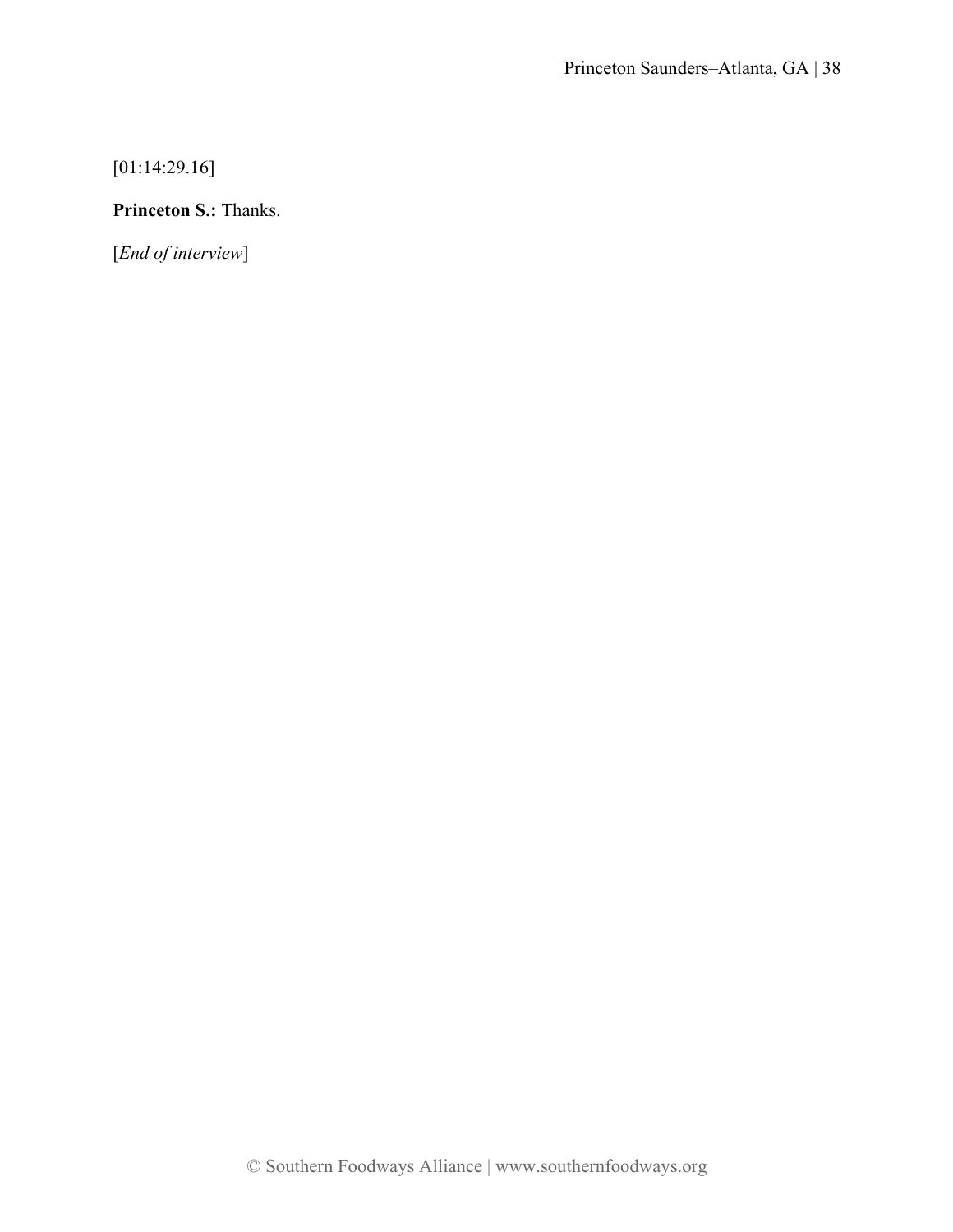[01:14:29.16]

**Princeton S.:** Thanks.

[*End of interview*]